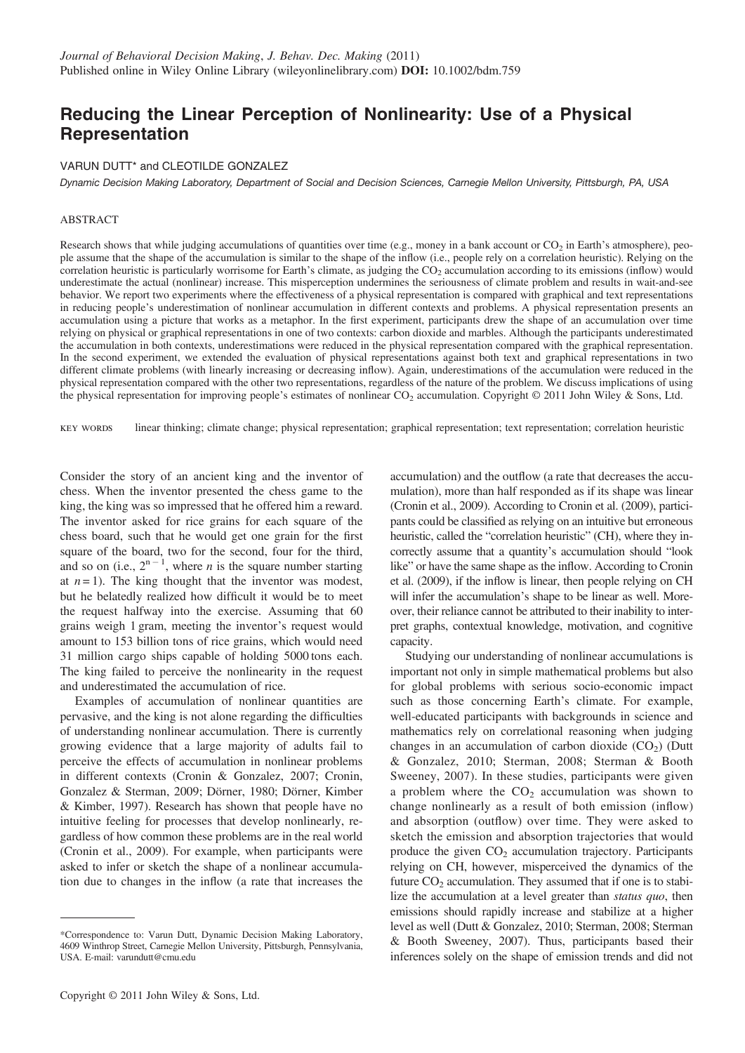*Journal of Behavioral Decision Making*, *J. Behav. Dec. Making* (2011)
Published online in Wiley Online Library (wileyonlinelibrary.com) **DOI:** 10.1002/bdm.759

# Reducing the Linear Perception of Nonlinearity: Use of a Physical Representation

VARUN DUTT* and CLEOTILDE GONZALEZ

*Dynamic Decision Making Laboratory, Department of Social and Decision Sciences, Carnegie Mellon University, Pittsburgh, PA, USA*

## ABSTRACT

Research shows that while judging accumulations of quantities over time (e.g., money in a bank account or $CO_2$ in Earth's atmosphere), people assume that the shape of the accumulation is similar to the shape of the inflow (i.e., people rely on a correlation heuristic). Relying on the correlation heuristic is particularly worrisome for Earth's climate, as judging the $CO_2$ accumulation according to its emissions (inflow) would underestimate the actual (nonlinear) increase. This misperception undermines the seriousness of climate problem and results in wait-and-see behavior. We report two experiments where the effectiveness of a physical representation is compared with graphical and text representations in reducing people's underestimation of nonlinear accumulation in different contexts and problems. A physical representation presents an accumulation using a picture that works as a metaphor. In the first experiment, participants drew the shape of an accumulation over time relying on physical or graphical representations in one of two contexts: carbon dioxide and marbles. Although the participants underestimated the accumulation in both contexts, underestimations were reduced in the physical representation compared with the graphical representation. In the second experiment, we extended the evaluation of physical representations against both text and graphical representations in two different climate problems (with linearly increasing or decreasing inflow). Again, underestimations of the accumulation were reduced in the physical representation compared with the other two representations, regardless of the nature of the problem. We discuss implications of using the physical representation for improving people's estimates of nonlinear $CO_2$ accumulation. Copyright © 2011 John Wiley & Sons, Ltd.

KEY WORDS linear thinking; climate change; physical representation; graphical representation; text representation; correlation heuristic

Consider the story of an ancient king and the inventor of chess. When the inventor presented the chess game to the king, the king was so impressed that he offered him a reward. The inventor asked for rice grains for each square of the chess board, such that he would get one grain for the first square of the board, two for the second, four for the third, and so on (i.e., $2^{n-1}$, where $n$ is the square number starting at $n = 1$). The king thought that the inventor was modest, but he belatedly realized how difficult it would be to meet the request halfway into the exercise. Assuming that 60 grains weigh 1 gram, meeting the inventor's request would amount to 153 billion tons of rice grains, which would need 31 million cargo ships capable of holding 5000 tons each. The king failed to perceive the nonlinearity in the request and underestimated the accumulation of rice.

Examples of accumulation of nonlinear quantities are pervasive, and the king is not alone regarding the difficulties of understanding nonlinear accumulation. There is currently growing evidence that a large majority of adults fail to perceive the effects of accumulation in nonlinear problems in different contexts (Cronin & Gonzalez, 2007; Cronin, Gonzalez & Sterman, 2009; Dörner, 1980; Dörner, Kimber & Kimber, 1997). Research has shown that people have no intuitive feeling for processes that develop nonlinearly, regardless of how common these problems are in the real world (Cronin et al., 2009). For example, when participants were asked to infer or sketch the shape of a nonlinear accumulation due to changes in the inflow (a rate that increases the accumulation) and the outflow (a rate that decreases the accumulation), more than half responded as if its shape was linear (Cronin et al., 2009). According to Cronin et al. (2009), participants could be classified as relying on an intuitive but erroneous heuristic, called the "correlation heuristic" (CH), where they incorrectly assume that a quantity's accumulation should "look like" or have the same shape as the inflow. According to Cronin et al. (2009), if the inflow is linear, then people relying on CH will infer the accumulation's shape to be linear as well. Moreover, their reliance cannot be attributed to their inability to interpret graphs, contextual knowledge, motivation, and cognitive capacity.

Studying our understanding of nonlinear accumulations is important not only in simple mathematical problems but also for global problems with serious socio-economic impact such as those concerning Earth's climate. For example, well-educated participants with backgrounds in science and mathematics rely on correlational reasoning when judging changes in an accumulation of carbon dioxide ($CO_2$) (Dutt & Gonzalez, 2010; Sterman, 2008; Sterman & Booth Sweeney, 2007). In these studies, participants were given a problem where the $CO_2$ accumulation was shown to change nonlinearly as a result of both emission (inflow) and absorption (outflow) over time. They were asked to sketch the emission and absorption trajectories that would produce the given $CO_2$ accumulation trajectory. Participants relying on CH, however, misperceived the dynamics of the future $CO_2$ accumulation. They assumed that if one is to stabilize the accumulation at a level greater than *status quo*, then emissions should rapidly increase and stabilize at a higher level as well (Dutt & Gonzalez, 2010; Sterman, 2008; Sterman & Booth Sweeney, 2007). Thus, participants based their inferences solely on the shape of emission trends and did not

*Correspondence to: Varun Dutt, Dynamic Decision Making Laboratory, 4609 Winthrop Street, Carnegie Mellon University, Pittsburgh, Pennsylvania, USA. E-mail: varundutt@cmu.edu

Copyright © 2011 John Wiley & Sons, Ltd.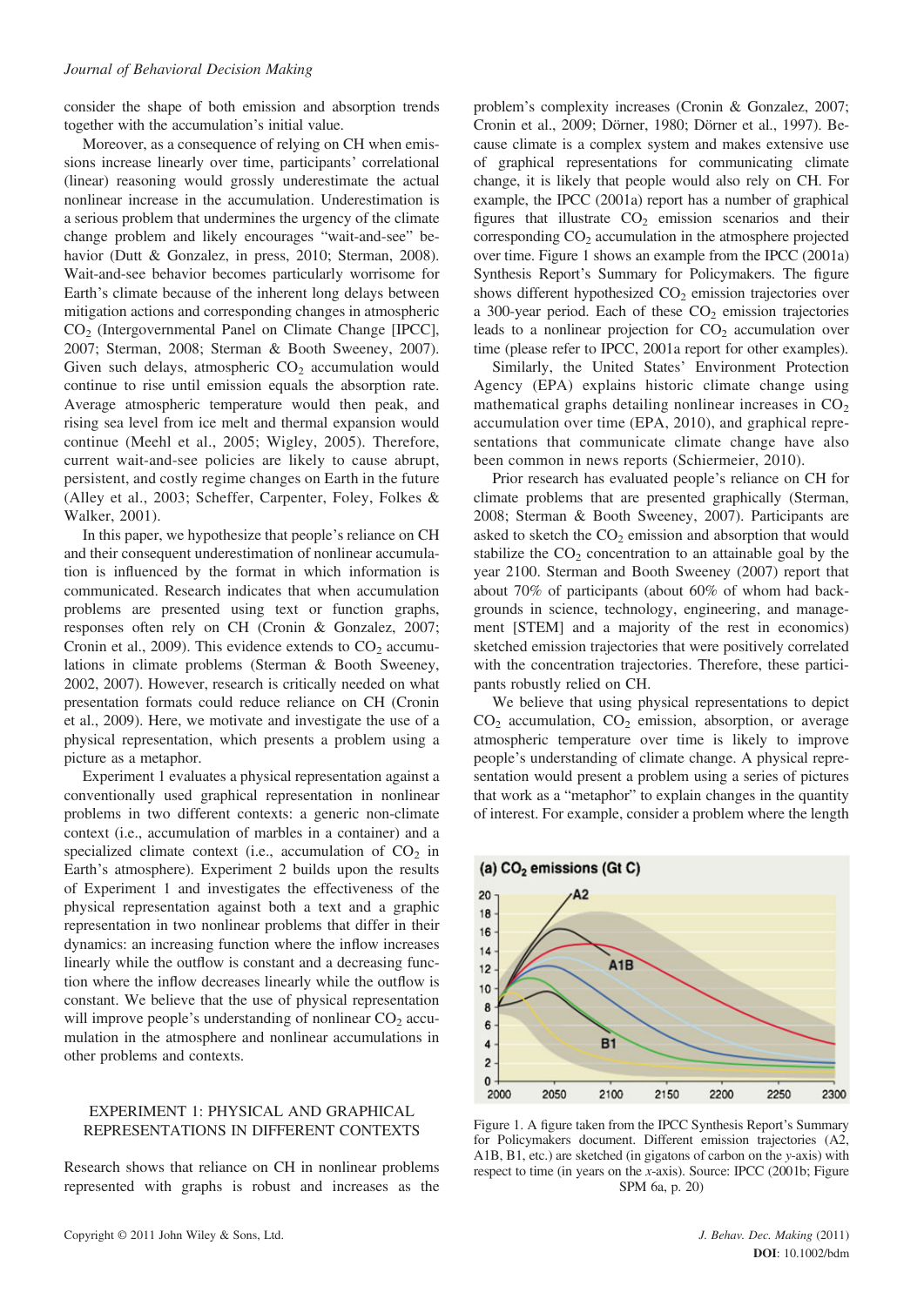consider the shape of both emission and absorption trends together with the accumulation's initial value.

Moreover, as a consequence of relying on CH when emissions increase linearly over time, participants' correlational (linear) reasoning would grossly underestimate the actual nonlinear increase in the accumulation. Underestimation is a serious problem that undermines the urgency of the climate change problem and likely encourages "wait-and-see" behavior (Dutt & Gonzalez, in press, 2010; Sterman, 2008). Wait-and-see behavior becomes particularly worrisome for Earth's climate because of the inherent long delays between mitigation actions and corresponding changes in atmospheric $CO_2$ (Intergovernmental Panel on Climate Change [IPCC], 2007; Sterman, 2008; Sterman & Booth Sweeney, 2007). Given such delays, atmospheric $CO_2$ accumulation would continue to rise until emission equals the absorption rate. Average atmospheric temperature would then peak, and rising sea level from ice melt and thermal expansion would continue (Meehl et al., 2005; Wigley, 2005). Therefore, current wait-and-see policies are likely to cause abrupt, persistent, and costly regime changes on Earth in the future (Alley et al., 2003; Scheffer, Carpenter, Foley, Folkes & Walker, 2001).

In this paper, we hypothesize that people's reliance on CH and their consequent underestimation of nonlinear accumulation is influenced by the format in which information is communicated. Research indicates that when accumulation problems are presented using text or function graphs, responses often rely on CH (Cronin & Gonzalez, 2007; Cronin et al., 2009). This evidence extends to $CO_2$ accumulations in climate problems (Sterman & Booth Sweeney, 2002, 2007). However, research is critically needed on what presentation formats could reduce reliance on CH (Cronin et al., 2009). Here, we motivate and investigate the use of a physical representation, which presents a problem using a picture as a metaphor.

Experiment 1 evaluates a physical representation against a conventionally used graphical representation in nonlinear problems in two different contexts: a generic non-climate context (i.e., accumulation of marbles in a container) and a specialized climate context (i.e., accumulation of $CO_2$ in Earth's atmosphere). Experiment 2 builds upon the results of Experiment 1 and investigates the effectiveness of the physical representation against both a text and a graphic representation in two nonlinear problems that differ in their dynamics: an increasing function where the inflow increases linearly while the outflow is constant and a decreasing function where the inflow decreases linearly while the outflow is constant. We believe that the use of physical representation will improve people's understanding of nonlinear $CO_2$ accumulation in the atmosphere and nonlinear accumulations in other problems and contexts.

## EXPERIMENT 1: PHYSICAL AND GRAPHICAL REPRESENTATIONS IN DIFFERENT CONTEXTS

Research shows that reliance on CH in nonlinear problems represented with graphs is robust and increases as the problem's complexity increases (Cronin & Gonzalez, 2007; Cronin et al., 2009; Dörner, 1980; Dörner et al., 1997). Because climate is a complex system and makes extensive use of graphical representations for communicating climate change, it is likely that people would also rely on CH. For example, the IPCC (2001a) report has a number of graphical figures that illustrate $CO_2$ emission scenarios and their corresponding $CO_2$ accumulation in the atmosphere projected over time. Figure 1 shows an example from the IPCC (2001a) Synthesis Report's Summary for Policymakers. The figure shows different hypothesized $CO_2$ emission trajectories over a 300-year period. Each of these $CO_2$ emission trajectories leads to a nonlinear projection for $CO_2$ accumulation over time (please refer to IPCC, 2001a report for other examples).

Similarly, the United States' Environment Protection Agency (EPA) explains historic climate change using mathematical graphs detailing nonlinear increases in $CO_2$ accumulation over time (EPA, 2010), and graphical representations that communicate climate change have also been common in news reports (Schiermeier, 2010).

Prior research has evaluated people's reliance on CH for climate problems that are presented graphically (Sterman, 2008; Sterman & Booth Sweeney, 2007). Participants are asked to sketch the $CO_2$ emission and absorption that would stabilize the $CO_2$ concentration to an attainable goal by the year 2100. Sterman and Booth Sweeney (2007) report that about 70% of participants (about 60% of whom had backgrounds in science, technology, engineering, and management [STEM] and a majority of the rest in economics) sketched emission trajectories that were positively correlated with the concentration trajectories. Therefore, these participants robustly relied on CH.

We believe that using physical representations to depict $CO_2$ accumulation, $CO_2$ emission, absorption, or average atmospheric temperature over time is likely to improve people's understanding of climate change. A physical representation would present a problem using a series of pictures that work as a "metaphor" to explain changes in the quantity of interest. For example, consider a problem where the length

Figure 1. A figure taken from the IPCC Synthesis Report's Summary for Policymakers document. Different emission trajectories (A2, A1B, B1, etc.) are sketched (in gigatons of carbon on the y-axis) with respect to time (in years on the x-axis). Source: IPCC (2001b; Figure SPM 6a, p. 20)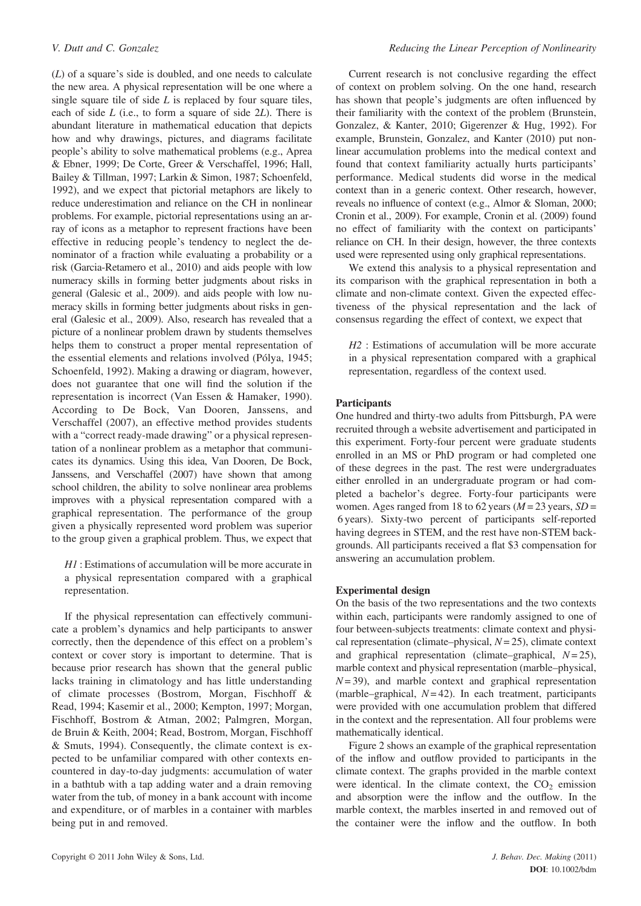($L$) of a square's side is doubled, and one needs to calculate the new area. A physical representation will be one where a single square tile of side $L$ is replaced by four square tiles, each of side $L$ (i.e., to form a square of side $2L$). There is abundant literature in mathematical education that depicts how and why drawings, pictures, and diagrams facilitate people's ability to solve mathematical problems (e.g., Aprea & Ebner, 1999; De Corte, Greer & Verschaffel, 1996; Hall, Bailey & Tillman, 1997; Larkin & Simon, 1987; Schoenfeld, 1992), and we expect that pictorial metaphors are likely to reduce underestimation and reliance on the CH in nonlinear problems. For example, pictorial representations using an array of icons as a metaphor to represent fractions have been effective in reducing people's tendency to neglect the denominator of a fraction while evaluating a probability or a risk (Garcia-Retamero et al., 2010) and aids people with low numeracy skills in forming better judgments about risks in general (Galesic et al., 2009). and aids people with low numeracy skills in forming better judgments about risks in general (Galesic et al., 2009). Also, research has revealed that a picture of a nonlinear problem drawn by students themselves helps them to construct a proper mental representation of the essential elements and relations involved (Pólya, 1945; Schoenfeld, 1992). Making a drawing or diagram, however, does not guarantee that one will find the solution if the representation is incorrect (Van Essen & Hamaker, 1990). According to De Bock, Van Dooren, Janssens, and Verschaffel (2007), an effective method provides students with a "correct ready-made drawing" or a physical representation of a nonlinear problem as a metaphor that communicates its dynamics. Using this idea, Van Dooren, De Bock, Janssens, and Verschaffel (2007) have shown that among school children, the ability to solve nonlinear area problems improves with a physical representation compared with a graphical representation. The performance of the group given a physically represented word problem was superior to the group given a graphical problem. Thus, we expect that

> *H1* : Estimations of accumulation will be more accurate in a physical representation compared with a graphical representation.

If the physical representation can effectively communicate a problem's dynamics and help participants to answer correctly, then the dependence of this effect on a problem's context or cover story is important to determine. That is because prior research has shown that the general public lacks training in climatology and has little understanding of climate processes (Bostrom, Morgan, Fischhoff & Read, 1994; Kasemir et al., 2000; Kempton, 1997; Morgan, Fischhoff, Bostrom & Atman, 2002; Palmgren, Morgan, de Bruin & Keith, 2004; Read, Bostrom, Morgan, Fischhoff & Smuts, 1994). Consequently, the climate context is expected to be unfamiliar compared with other contexts encountered in day-to-day judgments: accumulation of water in a bathtub with a tap adding water and a drain removing water from the tub, of money in a bank account with income and expenditure, or of marbles in a container with marbles being put in and removed.

Current research is not conclusive regarding the effect of context on problem solving. On the one hand, research has shown that people's judgments are often influenced by their familiarity with the context of the problem (Brunstein, Gonzalez, & Kanter, 2010; Gigerenzer & Hug, 1992). For example, Brunstein, Gonzalez, and Kanter (2010) put nonlinear accumulation problems into the medical context and found that context familiarity actually hurts participants' performance. Medical students did worse in the medical context than in a generic context. Other research, however, reveals no influence of context (e.g., Almor & Sloman, 2000; Cronin et al., 2009). For example, Cronin et al. (2009) found no effect of familiarity with the context on participants' reliance on CH. In their design, however, the three contexts used were represented using only graphical representations.

We extend this analysis to a physical representation and its comparison with the graphical representation in both a climate and non-climate context. Given the expected effectiveness of the physical representation and the lack of consensus regarding the effect of context, we expect that

> *H2* : Estimations of accumulation will be more accurate in a physical representation compared with a graphical representation, regardless of the context used.

### Participants

One hundred and thirty-two adults from Pittsburgh, PA were recruited through a website advertisement and participated in this experiment. Forty-four percent were graduate students enrolled in an MS or PhD program or had completed one of these degrees in the past. The rest were undergraduates either enrolled in an undergraduate program or had completed a bachelor's degree. Forty-four participants were women. Ages ranged from 18 to 62 years ($M = 23$ years, $SD = 6$ years). Sixty-two percent of participants self-reported having degrees in STEM, and the rest have non-STEM backgrounds. All participants received a flat \$3 compensation for answering an accumulation problem.

### Experimental design

On the basis of the two representations and the two contexts within each, participants were randomly assigned to one of four between-subjects treatments: climate context and physical representation (climate–physical, $N = 25$), climate context and graphical representation (climate–graphical, $N = 25$), marble context and physical representation (marble–physical, $N = 39$), and marble context and graphical representation (marble–graphical, $N = 42$). In each treatment, participants were provided with one accumulation problem that differed in the context and the representation. All four problems were mathematically identical.

Figure 2 shows an example of the graphical representation of the inflow and outflow provided to participants in the climate context. The graphs provided in the marble context were identical. In the climate context, the $CO_2$ emission and absorption were the inflow and the outflow. In the marble context, the marbles inserted in and removed out of the container were the inflow and the outflow. In both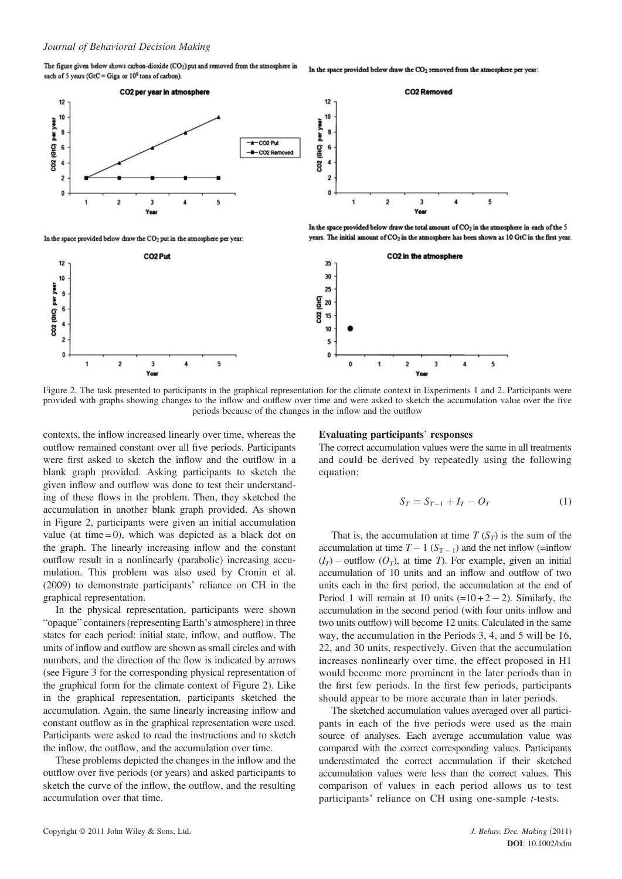Figure 2. The task presented to participants in the graphical representation for the climate context in Experiments 1 and 2. Participants were provided with graphs showing changes to the inflow and outflow over time and were asked to sketch the accumulation value over the five periods because of the changes in the inflow and the outflow

contexts, the inflow increased linearly over time, whereas the outflow remained constant over all five periods. Participants were first asked to sketch the inflow and the outflow in a blank graph provided. Asking participants to sketch the given inflow and outflow was done to test their understanding of these flows in the problem. Then, they sketched the accumulation in another blank graph provided. As shown in Figure 2, participants were given an initial accumulation value (at time = 0), which was depicted as a black dot on the graph. The linearly increasing inflow and the constant outflow result in a nonlinearly (parabolic) increasing accumulation. This problem was also used by Cronin et al. (2009) to demonstrate participants' reliance on CH in the graphical representation.

In the physical representation, participants were shown "opaque" containers (representing Earth's atmosphere) in three states for each period: initial state, inflow, and outflow. The units of inflow and outflow are shown as small circles and with numbers, and the direction of the flow is indicated by arrows (see Figure 3 for the corresponding physical representation of the graphical form for the climate context of Figure 2). Like in the graphical representation, participants sketched the accumulation. Again, the same linearly increasing inflow and constant outflow as in the graphical representation were used. Participants were asked to read the instructions and to sketch the inflow, the outflow, and the accumulation over time.

These problems depicted the changes in the inflow and the outflow over five periods (or years) and asked participants to sketch the curve of the inflow, the outflow, and the resulting accumulation over that time.

### Evaluating participants' responses

The correct accumulation values were the same in all treatments and could be derived by repeatedly using the following equation:

$$S_T = S_{T-1} + I_T - O_T \tag{1}$$

That is, the accumulation at time $T$ ($S_T$) is the sum of the accumulation at time $T-1$ ($S_{T-1}$) and the net inflow (=inflow ($I_T$) − outflow ($O_T$), at time $T$). For example, given an initial accumulation of 10 units and an inflow and outflow of two units each in the first period, the accumulation at the end of Period 1 will remain at 10 units (=10 + 2 − 2). Similarly, the accumulation in the second period (with four units inflow and two units outflow) will become 12 units. Calculated in the same way, the accumulation in the Periods 3, 4, and 5 will be 16, 22, and 30 units, respectively. Given that the accumulation increases nonlinearly over time, the effect proposed in H1 would become more prominent in the later periods than in the first few periods. In the first few periods, participants should appear to be more accurate than in later periods.

The sketched accumulation values averaged over all participants in each of the five periods were used as the main source of analyses. Each average accumulation value was compared with the correct corresponding values. Participants underestimated the correct accumulation if their sketched accumulation values were less than the correct values. This comparison of values in each period allows us to test participants' reliance on CH using one-sample $t$-tests.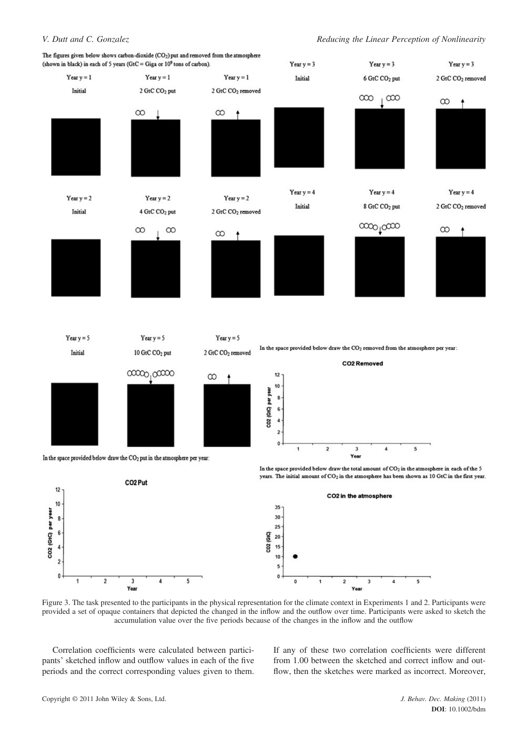The figures given below shows carbon-dioxide ($CO_2$) put and removed from the atmosphere (shown in black) in each of 5 years (GtC = Giga or $10^9$ tons of carbon).

Year y = 1 — Initial; Year y = 1 — 2 GtC $CO_2$ put; Year y = 1 — 2 GtC $CO_2$ removed

Year y = 2 — Initial; Year y = 2 — 4 GtC $CO_2$ put; Year y = 2 — 2 GtC $CO_2$ removed

Year y = 3 — Initial; Year y = 3 — 6 GtC $CO_2$ put; Year y = 3 — 2 GtC $CO_2$ removed

Year y = 4 — Initial; Year y = 4 — 8 GtC $CO_2$ put; Year y = 4 — 2 GtC $CO_2$ removed

Year y = 5 — Initial; Year y = 5 — 10 GtC $CO_2$ put; Year y = 5 — 2 GtC $CO_2$ removed

In the space provided below draw the $CO_2$ put in the atmosphere per year:

CO2 Put

In the space provided below draw the $CO_2$ removed from the atmosphere per year:

CO2 Removed

In the space provided below draw the total amount of $CO_2$ in the atmosphere in each of the 5 years. The initial amount of $CO_2$ in the atmosphere has been shown as 10 GtC in the first year.

CO2 in the atmosphere

Figure 3. The task presented to the participants in the physical representation for the climate context in Experiments 1 and 2. Participants were provided a set of opaque containers that depicted the changed in the inflow and the outflow over time. Participants were asked to sketch the accumulation value over the five periods because of the changes in the inflow and the outflow

Correlation coefficients were calculated between participants' sketched inflow and outflow values in each of the five periods and the correct corresponding values given to them. If any of these two correlation coefficients were different from 1.00 between the sketched and correct inflow and outflow, then the sketches were marked as incorrect. Moreover,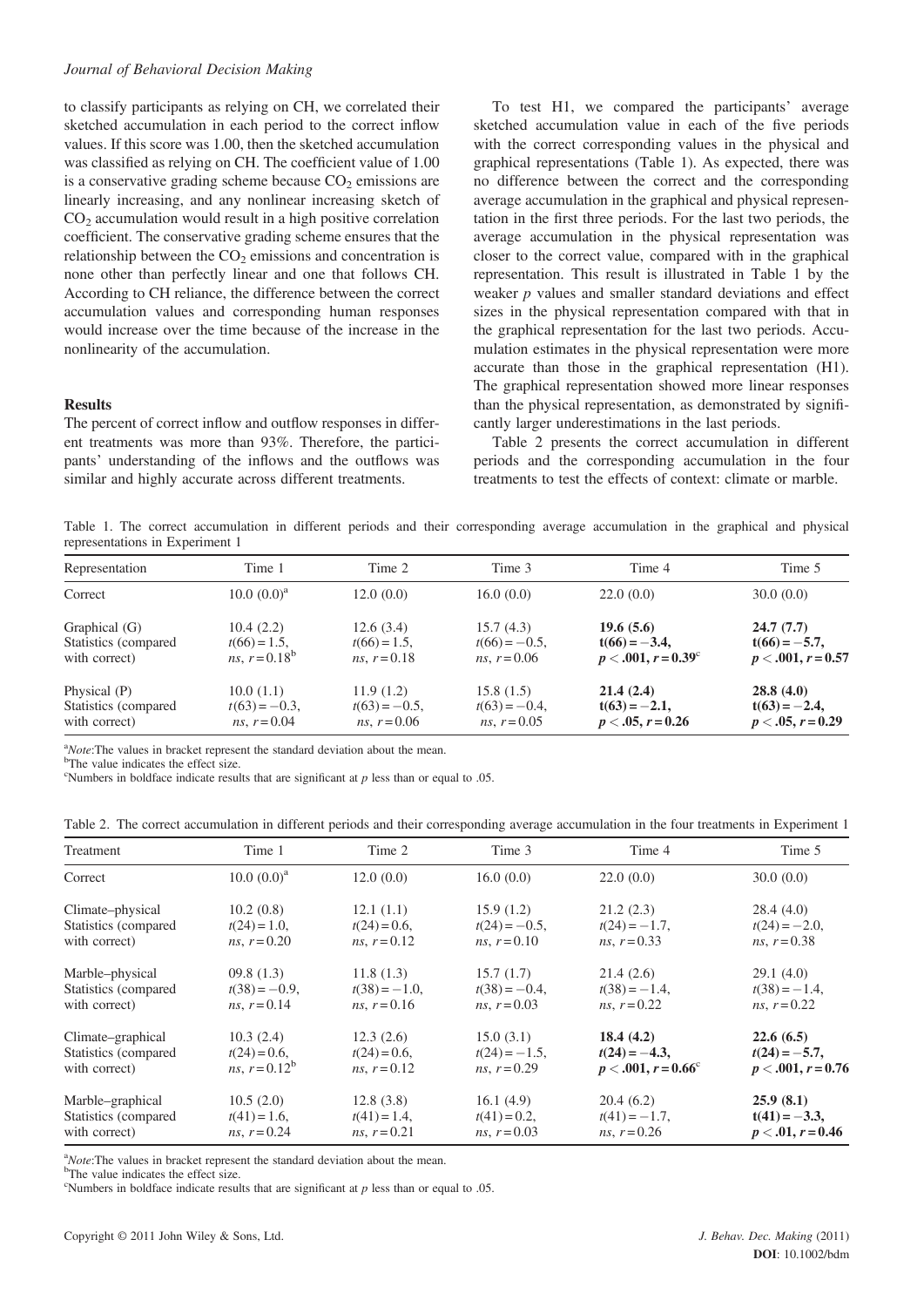to classify participants as relying on CH, we correlated their sketched accumulation in each period to the correct inflow values. If this score was 1.00, then the sketched accumulation was classified as relying on CH. The coefficient value of 1.00 is a conservative grading scheme because $CO_2$ emissions are linearly increasing, and any nonlinear increasing sketch of $CO_2$ accumulation would result in a high positive correlation coefficient. The conservative grading scheme ensures that the relationship between the $CO_2$ emissions and concentration is none other than perfectly linear and one that follows CH. According to CH reliance, the difference between the correct accumulation values and corresponding human responses would increase over the time because of the increase in the nonlinearity of the accumulation.

### Results

The percent of correct inflow and outflow responses in different treatments was more than 93%. Therefore, the participants' understanding of the inflows and the outflows was similar and highly accurate across different treatments.

To test H1, we compared the participants' average sketched accumulation value in each of the five periods with the correct corresponding values in the physical and graphical representations (Table 1). As expected, there was no difference between the correct and the corresponding average accumulation in the graphical and physical representation in the first three periods. For the last two periods, the average accumulation in the physical representation was closer to the correct value, compared with in the graphical representation. This result is illustrated in Table 1 by the weaker *p* values and smaller standard deviations and effect sizes in the physical representation compared with that in the graphical representation for the last two periods. Accumulation estimates in the physical representation were more accurate than those in the graphical representation (H1). The graphical representation showed more linear responses than the physical representation, as demonstrated by significantly larger underestimations in the last periods.

Table 2 presents the correct accumulation in different periods and the corresponding accumulation in the four treatments to test the effects of context: climate or marble.

Table 1. The correct accumulation in different periods and their corresponding average accumulation in the graphical and physical representations in Experiment 1

| Representation | Time 1 | Time 2 | Time 3 | Time 4 | Time 5 |
|---|---|---|---|---|---|
| Correct | 10.0 (0.0)[a] | 12.0 (0.0) | 16.0 (0.0) | 22.0 (0.0) | 30.0 (0.0) |
| Graphical (G) | 10.4 (2.2) | 12.6 (3.4) | 15.7 (4.3) | **19.6 (5.6)** | **24.7 (7.7)** |
| Statistics (compared with correct) | $t(66) = 1.5$, *ns*, $r = 0.18$[b] | $t(66) = 1.5$, *ns*, $r = 0.18$ | $t(66) = -0.5$, *ns*, $r = 0.06$ | **$t(66) = -3.4$, $p < .001$, $r = 0.39$[c]** | **$t(66) = -5.7$, $p < .001$, $r = 0.57$** |
| Physical (P) | 10.0 (1.1) | 11.9 (1.2) | 15.8 (1.5) | **21.4 (2.4)** | **28.8 (4.0)** |
| Statistics (compared with correct) | $t(63) = -0.3$, *ns*, $r = 0.04$ | $t(63) = -0.5$, *ns*, $r = 0.06$ | $t(63) = -0.4$, *ns*, $r = 0.05$ | **$t(63) = -2.1$, $p < .05$, $r = 0.26$** | **$t(63) = -2.4$, $p < .05$, $r = 0.29$** |

[a]*Note*: The values in bracket represent the standard deviation about the mean.
[b]The value indicates the effect size.
[c]Numbers in boldface indicate results that are significant at *p* less than or equal to .05.

Table 2. The correct accumulation in different periods and their corresponding average accumulation in the four treatments in Experiment 1

| Treatment | Time 1 | Time 2 | Time 3 | Time 4 | Time 5 |
|---|---|---|---|---|---|
| Correct | 10.0 (0.0)[a] | 12.0 (0.0) | 16.0 (0.0) | 22.0 (0.0) | 30.0 (0.0) |
| Climate–physical | 10.2 (0.8) | 12.1 (1.1) | 15.9 (1.2) | 21.2 (2.3) | 28.4 (4.0) |
| Statistics (compared with correct) | $t(24) = 1.0$, *ns*, $r = 0.20$ | $t(24) = 0.6$, *ns*, $r = 0.12$ | $t(24) = -0.5$, *ns*, $r = 0.10$ | $t(24) = -1.7$, *ns*, $r = 0.33$ | $t(24) = -2.0$, *ns*, $r = 0.38$ |
| Marble–physical | 09.8 (1.3) | 11.8 (1.3) | 15.7 (1.7) | 21.4 (2.6) | 29.1 (4.0) |
| Statistics (compared with correct) | $t(38) = -0.9$, *ns*, $r = 0.14$ | $t(38) = -1.0$, *ns*, $r = 0.16$ | $t(38) = -0.4$, *ns*, $r = 0.03$ | $t(38) = -1.4$, *ns*, $r = 0.22$ | $t(38) = -1.4$, *ns*, $r = 0.22$ |
| Climate–graphical | 10.3 (2.4) | 12.3 (2.6) | 15.0 (3.1) | **18.4 (4.2)** | **22.6 (6.5)** |
| Statistics (compared with correct) | $t(24) = 0.6$, *ns*, $r = 0.12$[b] | $t(24) = 0.6$, *ns*, $r = 0.12$ | $t(24) = -1.5$, *ns*, $r = 0.29$ | **$t(24) = -4.3$, $p < .001$, $r = 0.66$[c]** | **$t(24) = -5.7$, $p < .001$, $r = 0.76$** |
| Marble–graphical | 10.5 (2.0) | 12.8 (3.8) | 16.1 (4.9) | 20.4 (6.2) | **25.9 (8.1)** |
| Statistics (compared with correct) | $t(41) = 1.6$, *ns*, $r = 0.24$ | $t(41) = 1.4$, *ns*, $r = 0.21$ | $t(41) = 0.2$, *ns*, $r = 0.03$ | $t(41) = -1.7$, *ns*, $r = 0.26$ | **$t(41) = -3.3$, $p < .01$, $r = 0.46$** |

[a]*Note*: The values in bracket represent the standard deviation about the mean.
[b]The value indicates the effect size.
[c]Numbers in boldface indicate results that are significant at *p* less than or equal to .05.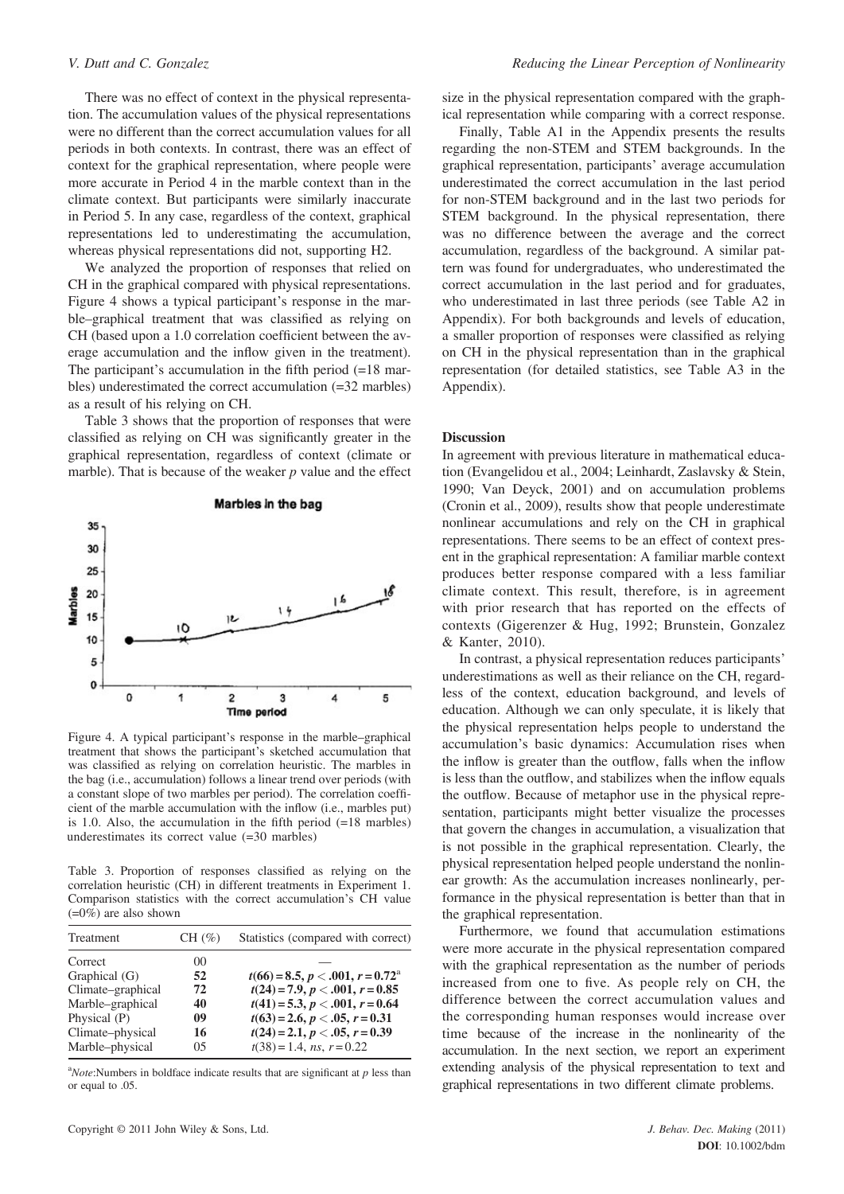There was no effect of context in the physical representation. The accumulation values of the physical representations were no different than the correct accumulation values for all periods in both contexts. In contrast, there was an effect of context for the graphical representation, where people were more accurate in Period 4 in the marble context than in the climate context. But participants were similarly inaccurate in Period 5. In any case, regardless of the context, graphical representations led to underestimating the accumulation, whereas physical representations did not, supporting H2.

We analyzed the proportion of responses that relied on CH in the graphical compared with physical representations. Figure 4 shows a typical participant's response in the marble–graphical treatment that was classified as relying on CH (based upon a 1.0 correlation coefficient between the average accumulation and the inflow given in the treatment). The participant's accumulation in the fifth period (=18 marbles) underestimated the correct accumulation (=32 marbles) as a result of his relying on CH.

Table 3 shows that the proportion of responses that were classified as relying on CH was significantly greater in the graphical representation, regardless of context (climate or marble). That is because of the weaker $p$ value and the effect size in the physical representation compared with the graphical representation while comparing with a correct response.

Figure 4. A typical participant's response in the marble–graphical treatment that shows the participant's sketched accumulation that was classified as relying on correlation heuristic. The marbles in the bag (i.e., accumulation) follows a linear trend over periods (with a constant slope of two marbles per period). The correlation coefficient of the marble accumulation with the inflow (i.e., marbles put) is 1.0. Also, the accumulation in the fifth period (=18 marbles) underestimates its correct value (=30 marbles)

Table 3. Proportion of responses classified as relying on the correlation heuristic (CH) in different treatments in Experiment 1. Comparison statistics with the correct accumulation's CH value (=0%) are also shown

| Treatment | CH (%) | Statistics (compared with correct) |
|---|---|---|
| Correct | 00 | — |
| Graphical (G) | **52** | $t(66) = 8.5, p < .001, r = 0.72$[a] |
| Climate–graphical | **72** | $t(24) = 7.9, p < .001, r = 0.85$ |
| Marble–graphical | **40** | $t(41) = 5.3, p < .001, r = 0.64$ |
| Physical (P) | **09** | $t(63) = 2.6, p < .05, r = 0.31$ |
| Climate–physical | **16** | $t(24) = 2.1, p < .05, r = 0.39$ |
| Marble–physical | 05 | $t(38) = 1.4$, *ns*, $r = 0.22$ |

[a]*Note*: Numbers in boldface indicate results that are significant at $p$ less than or equal to .05.

Finally, Table A1 in the Appendix presents the results regarding the non-STEM and STEM backgrounds. In the graphical representation, participants' average accumulation underestimated the correct accumulation in the last period for non-STEM background and in the last two periods for STEM background. In the physical representation, there was no difference between the average and the correct accumulation, regardless of the background. A similar pattern was found for undergraduates, who underestimated the correct accumulation in the last period and for graduates, who underestimated in last three periods (see Table A2 in Appendix). For both backgrounds and levels of education, a smaller proportion of responses were classified as relying on CH in the physical representation than in the graphical representation (for detailed statistics, see Table A3 in the Appendix).

### Discussion

In agreement with previous literature in mathematical education (Evangelidou et al., 2004; Leinhardt, Zaslavsky & Stein, 1990; Van Deyck, 2001) and on accumulation problems (Cronin et al., 2009), results show that people underestimate nonlinear accumulations and rely on the CH in graphical representations. There seems to be an effect of context present in the graphical representation: A familiar marble context produces better response compared with a less familiar climate context. This result, therefore, is in agreement with prior research that has reported on the effects of contexts (Gigerenzer & Hug, 1992; Brunstein, Gonzalez & Kanter, 2010).

In contrast, a physical representation reduces participants' underestimations as well as their reliance on the CH, regardless of the context, education background, and levels of education. Although we can only speculate, it is likely that the physical representation helps people to understand the accumulation's basic dynamics: Accumulation rises when the inflow is greater than the outflow, falls when the inflow is less than the outflow, and stabilizes when the inflow equals the outflow. Because of metaphor use in the physical representation, participants might better visualize the processes that govern the changes in accumulation, a visualization that is not possible in the graphical representation. Clearly, the physical representation helped people understand the nonlinear growth: As the accumulation increases nonlinearly, performance in the physical representation is better than that in the graphical representation.

Furthermore, we found that accumulation estimations were more accurate in the physical representation compared with the graphical representation as the number of periods increased from one to five. As people rely on CH, the difference between the correct accumulation values and the corresponding human responses would increase over time because of the increase in the nonlinearity of the accumulation. In the next section, we report an experiment extending analysis of the physical representation to text and graphical representations in two different climate problems.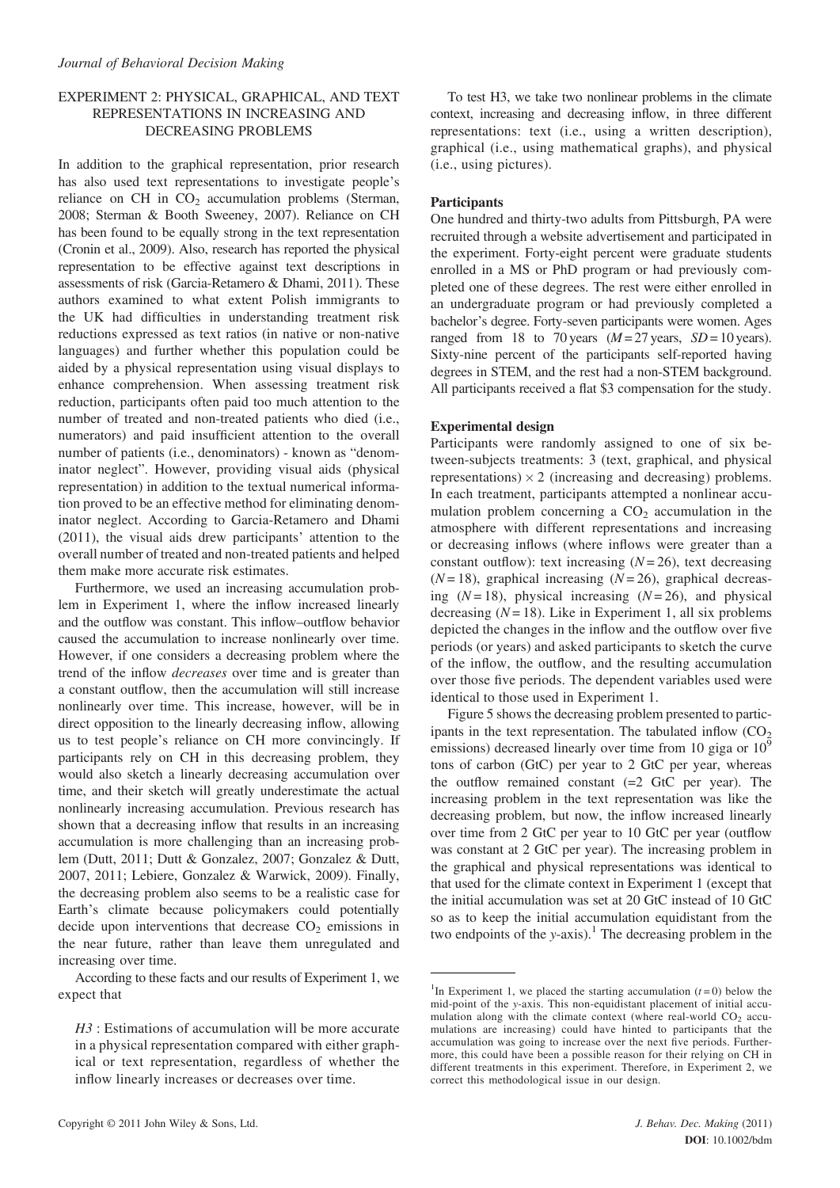## EXPERIMENT 2: PHYSICAL, GRAPHICAL, AND TEXT REPRESENTATIONS IN INCREASING AND DECREASING PROBLEMS

In addition to the graphical representation, prior research has also used text representations to investigate people's reliance on CH in $CO_2$ accumulation problems (Sterman, 2008; Sterman & Booth Sweeney, 2007). Reliance on CH has been found to be equally strong in the text representation (Cronin et al., 2009). Also, research has reported the physical representation to be effective against text descriptions in assessments of risk (Garcia-Retamero & Dhami, 2011). These authors examined to what extent Polish immigrants to the UK had difficulties in understanding treatment risk reductions expressed as text ratios (in native or non-native languages) and further whether this population could be aided by a physical representation using visual displays to enhance comprehension. When assessing treatment risk reduction, participants often paid too much attention to the number of treated and non-treated patients who died (i.e., numerators) and paid insufficient attention to the overall number of patients (i.e., denominators) - known as "denominator neglect". However, providing visual aids (physical representation) in addition to the textual numerical information proved to be an effective method for eliminating denominator neglect. According to Garcia-Retamero and Dhami (2011), the visual aids drew participants' attention to the overall number of treated and non-treated patients and helped them make more accurate risk estimates.

Furthermore, we used an increasing accumulation problem in Experiment 1, where the inflow increased linearly and the outflow was constant. This inflow–outflow behavior caused the accumulation to increase nonlinearly over time. However, if one considers a decreasing problem where the trend of the inflow *decreases* over time and is greater than a constant outflow, then the accumulation will still increase nonlinearly over time. This increase, however, will be in direct opposition to the linearly decreasing inflow, allowing us to test people's reliance on CH more convincingly. If participants rely on CH in this decreasing problem, they would also sketch a linearly decreasing accumulation over time, and their sketch will greatly underestimate the actual nonlinearly increasing accumulation. Previous research has shown that a decreasing inflow that results in an increasing accumulation is more challenging than an increasing problem (Dutt, 2011; Dutt & Gonzalez, 2007; Gonzalez & Dutt, 2007, 2011; Lebiere, Gonzalez & Warwick, 2009). Finally, the decreasing problem also seems to be a realistic case for Earth's climate because policymakers could potentially decide upon interventions that decrease $CO_2$ emissions in the near future, rather than leave them unregulated and increasing over time.

According to these facts and our results of Experiment 1, we expect that

*H3* : Estimations of accumulation will be more accurate in a physical representation compared with either graphical or text representation, regardless of whether the inflow linearly increases or decreases over time.

To test H3, we take two nonlinear problems in the climate context, increasing and decreasing inflow, in three different representations: text (i.e., using a written description), graphical (i.e., using mathematical graphs), and physical (i.e., using pictures).

### Participants

One hundred and thirty-two adults from Pittsburgh, PA were recruited through a website advertisement and participated in the experiment. Forty-eight percent were graduate students enrolled in a MS or PhD program or had previously completed one of these degrees. The rest were either enrolled in an undergraduate program or had previously completed a bachelor's degree. Forty-seven participants were women. Ages ranged from 18 to 70 years ($M = 27$ years, $SD = 10$ years). Sixty-nine percent of the participants self-reported having degrees in STEM, and the rest had a non-STEM background. All participants received a flat \$3 compensation for the study.

### Experimental design

Participants were randomly assigned to one of six between-subjects treatments: 3 (text, graphical, and physical representations) × 2 (increasing and decreasing) problems. In each treatment, participants attempted a nonlinear accumulation problem concerning a $CO_2$ accumulation in the atmosphere with different representations and increasing or decreasing inflows (where inflows were greater than a constant outflow): text increasing ($N = 26$), text decreasing ($N = 18$), graphical increasing ($N = 26$), graphical decreasing ($N = 18$), physical increasing ($N = 26$), and physical decreasing ($N = 18$). Like in Experiment 1, all six problems depicted the changes in the inflow and the outflow over five periods (or years) and asked participants to sketch the curve of the inflow, the outflow, and the resulting accumulation over those five periods. The dependent variables used were identical to those used in Experiment 1.

Figure 5 shows the decreasing problem presented to participants in the text representation. The tabulated inflow ($CO_2$ emissions) decreased linearly over time from 10 giga or $10^9$ tons of carbon (GtC) per year to 2 GtC per year, whereas the outflow remained constant (=2 GtC per year). The increasing problem in the text representation was like the decreasing problem, but now, the inflow increased linearly over time from 2 GtC per year to 10 GtC per year (outflow was constant at 2 GtC per year). The increasing problem in the graphical and physical representations was identical to that used for the climate context in Experiment 1 (except that the initial accumulation was set at 20 GtC instead of 10 GtC so as to keep the initial accumulation equidistant from the two endpoints of the *y*-axis).[1] The decreasing problem in the

[1] In Experiment 1, we placed the starting accumulation ($t = 0$) below the mid-point of the *y*-axis. This non-equidistant placement of initial accumulation along with the climate context (where real-world $CO_2$ accumulations are increasing) could have hinted to participants that the accumulation was going to increase over the next five periods. Furthermore, this could have been a possible reason for their relying on CH in different treatments in this experiment. Therefore, in Experiment 2, we correct this methodological issue in our design.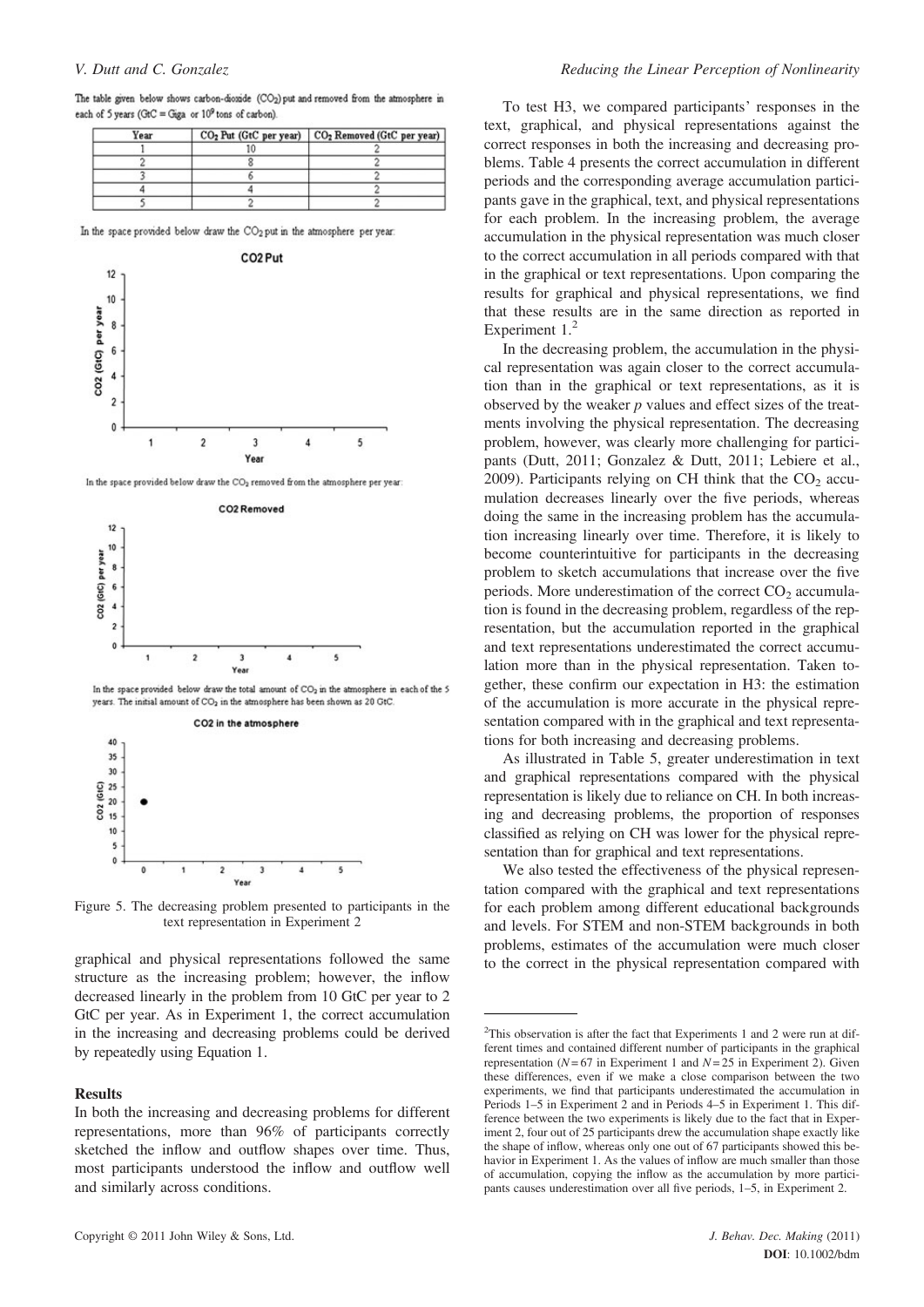The table given below shows carbon-dioxide ($CO_2$) put and removed from the atmosphere in each of 5 years (GtC = Giga or $10^9$ tons of carbon).

| Year | $CO_2$ Put (GtC per year) | $CO_2$ Removed (GtC per year) |
|---|---|---|
| 1 | 10 | 2 |
| 2 | 8 | 2 |
| 3 | 6 | 2 |
| 4 | 4 | 2 |
| 5 | 2 | 2 |

In the space provided below draw the $CO_2$ put in the atmosphere per year:

In the space provided below draw the $CO_2$ removed from the atmosphere per year:

In the space provided below draw the total amount of $CO_2$ in the atmosphere in each of the 5 years. The initial amount of $CO_2$ in the atmosphere has been shown as 20 GtC.

Figure 5. The decreasing problem presented to participants in the text representation in Experiment 2

graphical and physical representations followed the same structure as the increasing problem; however, the inflow decreased linearly in the problem from 10 GtC per year to 2 GtC per year. As in Experiment 1, the correct accumulation in the increasing and decreasing problems could be derived by repeatedly using Equation 1.

### Results

In both the increasing and decreasing problems for different representations, more than 96% of participants correctly sketched the inflow and outflow shapes over time. Thus, most participants understood the inflow and outflow well and similarly across conditions.

To test H3, we compared participants' responses in the text, graphical, and physical representations against the correct responses in both the increasing and decreasing problems. Table 4 presents the correct accumulation in different periods and the corresponding average accumulation participants gave in the graphical, text, and physical representations for each problem. In the increasing problem, the average accumulation in the physical representation was much closer to the correct accumulation in all periods compared with that in the graphical or text representations. Upon comparing the results for graphical and physical representations, we find that these results are in the same direction as reported in Experiment 1.[2]

In the decreasing problem, the accumulation in the physical representation was again closer to the correct accumulation than in the graphical or text representations, as it is observed by the weaker *p* values and effect sizes of the treatments involving the physical representation. The decreasing problem, however, was clearly more challenging for participants (Dutt, 2011; Gonzalez & Dutt, 2011; Lebiere et al., 2009). Participants relying on CH think that the $CO_2$ accumulation decreases linearly over the five periods, whereas doing the same in the increasing problem has the accumulation increasing linearly over time. Therefore, it is likely to become counterintuitive for participants in the decreasing problem to sketch accumulations that increase over the five periods. More underestimation of the correct $CO_2$ accumulation is found in the decreasing problem, regardless of the representation, but the accumulation reported in the graphical and text representations underestimated the correct accumulation more than in the physical representation. Taken together, these confirm our expectation in H3: the estimation of the accumulation is more accurate in the physical representation compared with in the graphical and text representations for both increasing and decreasing problems.

As illustrated in Table 5, greater underestimation in text and graphical representations compared with the physical representation is likely due to reliance on CH. In both increasing and decreasing problems, the proportion of responses classified as relying on CH was lower for the physical representation than for graphical and text representations.

We also tested the effectiveness of the physical representation compared with the graphical and text representations for each problem among different educational backgrounds and levels. For STEM and non-STEM backgrounds in both problems, estimates of the accumulation were much closer to the correct in the physical representation compared with

[2]This observation is after the fact that Experiments 1 and 2 were run at different times and contained different number of participants in the graphical representation ($N=67$ in Experiment 1 and $N=25$ in Experiment 2). Given these differences, even if we make a close comparison between the two experiments, we find that participants underestimated the accumulation in Periods 1–5 in Experiment 2 and in Periods 4–5 in Experiment 1. This difference between the two experiments is likely due to the fact that in Experiment 2, four out of 25 participants drew the accumulation shape exactly like the shape of inflow, whereas only one out of 67 participants showed this behavior in Experiment 1. As the values of inflow are much smaller than those of accumulation, copying the inflow as the accumulation by more participants causes underestimation over all five periods, 1–5, in Experiment 2.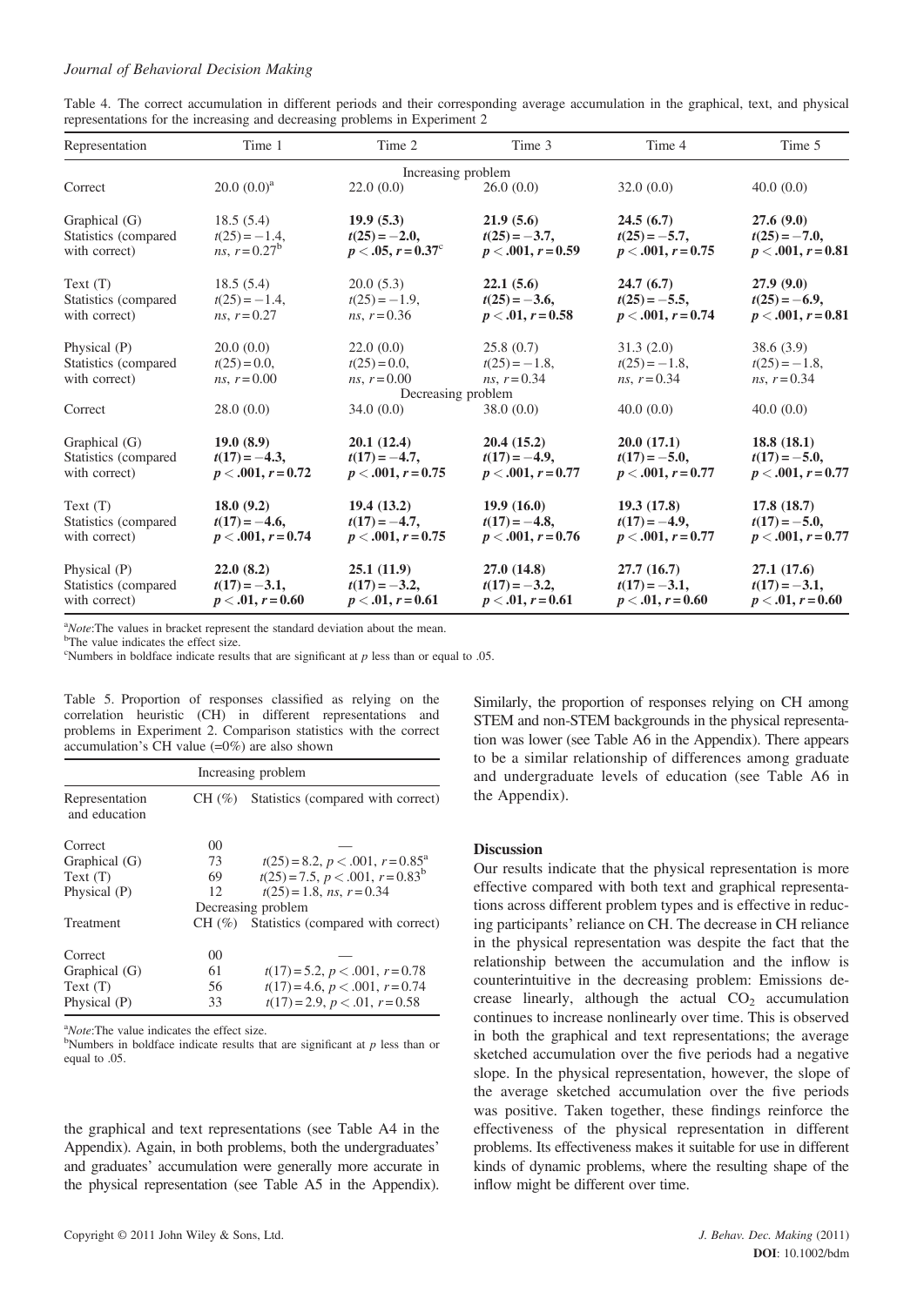Table 4. The correct accumulation in different periods and their corresponding average accumulation in the graphical, text, and physical representations for the increasing and decreasing problems in Experiment 2

| Representation | Time 1 | Time 2 | Time 3 | Time 4 | Time 5 |
|---|---|---|---|---|---|
| | | Increasing problem | | | |
| Correct | 20.0 (0.0)[a] | 22.0 (0.0) | 26.0 (0.0) | 32.0 (0.0) | 40.0 (0.0) |
| Graphical (G) | 18.5 (5.4) | **19.9 (5.3)** | **21.9 (5.6)** | **24.5 (6.7)** | **27.6 (9.0)** |
| Statistics (compared with correct) | $t(25) = -1.4$, *ns*, $r = 0.27$[b] | **$t(25) = -2.0$, $p < .05$, $r = 0.37$**[c] | **$t(25) = -3.7$, $p < .001$, $r = 0.59$** | **$t(25) = -5.7$, $p < .001$, $r = 0.75$** | **$t(25) = -7.0$, $p < .001$, $r = 0.81$** |
| Text (T) | 18.5 (5.4) | 20.0 (5.3) | **22.1 (5.6)** | **24.7 (6.7)** | **27.9 (9.0)** |
| Statistics (compared with correct) | $t(25) = -1.4$, *ns*, $r = 0.27$ | $t(25) = -1.9$, *ns*, $r = 0.36$ | **$t(25) = -3.6$, $p < .01$, $r = 0.58$** | **$t(25) = -5.5$, $p < .001$, $r = 0.74$** | **$t(25) = -6.9$, $p < .001$, $r = 0.81$** |
| Physical (P) | 20.0 (0.0) | 22.0 (0.0) | 25.8 (0.7) | 31.3 (2.0) | 38.6 (3.9) |
| Statistics (compared with correct) | $t(25) = 0.0$, *ns*, $r = 0.00$ | $t(25) = 0.0$, *ns*, $r = 0.00$ | $t(25) = -1.8$, *ns*, $r = 0.34$ | $t(25) = -1.8$, *ns*, $r = 0.34$ | $t(25) = -1.8$, *ns*, $r = 0.34$ |
| | | Decreasing problem | | | |
| Correct | 28.0 (0.0) | 34.0 (0.0) | 38.0 (0.0) | 40.0 (0.0) | 40.0 (0.0) |
| Graphical (G) | **19.0 (8.9)** | **20.1 (12.4)** | **20.4 (15.2)** | **20.0 (17.1)** | **18.8 (18.1)** |
| Statistics (compared with correct) | **$t(17) = -4.3$, $p < .001$, $r = 0.72$** | **$t(17) = -4.7$, $p < .001$, $r = 0.75$** | **$t(17) = -4.9$, $p < .001$, $r = 0.77$** | **$t(17) = -5.0$, $p < .001$, $r = 0.77$** | **$t(17) = -5.0$, $p < .001$, $r = 0.77$** |
| Text (T) | **18.0 (9.2)** | **19.4 (13.2)** | **19.9 (16.0)** | **19.3 (17.8)** | **17.8 (18.7)** |
| Statistics (compared with correct) | **$t(17) = -4.6$, $p < .001$, $r = 0.74$** | **$t(17) = -4.7$, $p < .001$, $r = 0.75$** | **$t(17) = -4.8$, $p < .001$, $r = 0.76$** | **$t(17) = -4.9$, $p < .001$, $r = 0.77$** | **$t(17) = -5.0$, $p < .001$, $r = 0.77$** |
| Physical (P) | **22.0 (8.2)** | **25.1 (11.9)** | **27.0 (14.8)** | **27.7 (16.7)** | **27.1 (17.6)** |
| Statistics (compared with correct) | **$t(17) = -3.1$, $p < .01$, $r = 0.60$** | **$t(17) = -3.2$, $p < .01$, $r = 0.61$** | **$t(17) = -3.2$, $p < .01$, $r = 0.61$** | **$t(17) = -3.1$, $p < .01$, $r = 0.60$** | **$t(17) = -3.1$, $p < .01$, $r = 0.60$** |

[a]*Note*: The values in bracket represent the standard deviation about the mean.
[b]The value indicates the effect size.
[c]Numbers in boldface indicate results that are significant at $p$ less than or equal to .05.

Table 5. Proportion of responses classified as relying on the correlation heuristic (CH) in different representations and problems in Experiment 2. Comparison statistics with the correct accumulation's CH value (=0%) are also shown

| | Increasing problem | |
|---|---|---|
| Representation and education | CH (%) | Statistics (compared with correct) |
| Correct | 00 | — |
| Graphical (G) | 73 | $t(25) = 8.2$, $p < .001$, $r = 0.85$[a] |
| Text (T) | 69 | $t(25) = 7.5$, $p < .001$, $r = 0.83$[b] |
| Physical (P) | 12 | $t(25) = 1.8$, *ns*, $r = 0.34$ |
| | Decreasing problem | |
| Treatment | CH (%) | Statistics (compared with correct) |
| Correct | 00 | — |
| Graphical (G) | 61 | $t(17) = 5.2$, $p < .001$, $r = 0.78$ |
| Text (T) | 56 | $t(17) = 4.6$, $p < .001$, $r = 0.74$ |
| Physical (P) | 33 | $t(17) = 2.9$, $p < .01$, $r = 0.58$ |

[a]*Note*: The value indicates the effect size.
[b]Numbers in boldface indicate results that are significant at $p$ less than or equal to .05.

the graphical and text representations (see Table A4 in the Appendix). Again, in both problems, both the undergraduates' and graduates' accumulation were generally more accurate in the physical representation (see Table A5 in the Appendix). Similarly, the proportion of responses relying on CH among STEM and non-STEM backgrounds in the physical representation was lower (see Table A6 in the Appendix). There appears to be a similar relationship of differences among graduate and undergraduate levels of education (see Table A6 in the Appendix).

### Discussion

Our results indicate that the physical representation is more effective compared with both text and graphical representations across different problem types and is effective in reducing participants' reliance on CH. The decrease in CH reliance in the physical representation was despite the fact that the relationship between the accumulation and the inflow is counterintuitive in the decreasing problem: Emissions decrease linearly, although the actual $CO_2$ accumulation continues to increase nonlinearly over time. This is observed in both the graphical and text representations; the average sketched accumulation over the five periods had a negative slope. In the physical representation, however, the slope of the average sketched accumulation over the five periods was positive. Taken together, these findings reinforce the effectiveness of the physical representation in different problems. Its effectiveness makes it suitable for use in different kinds of dynamic problems, where the resulting shape of the inflow might be different over time.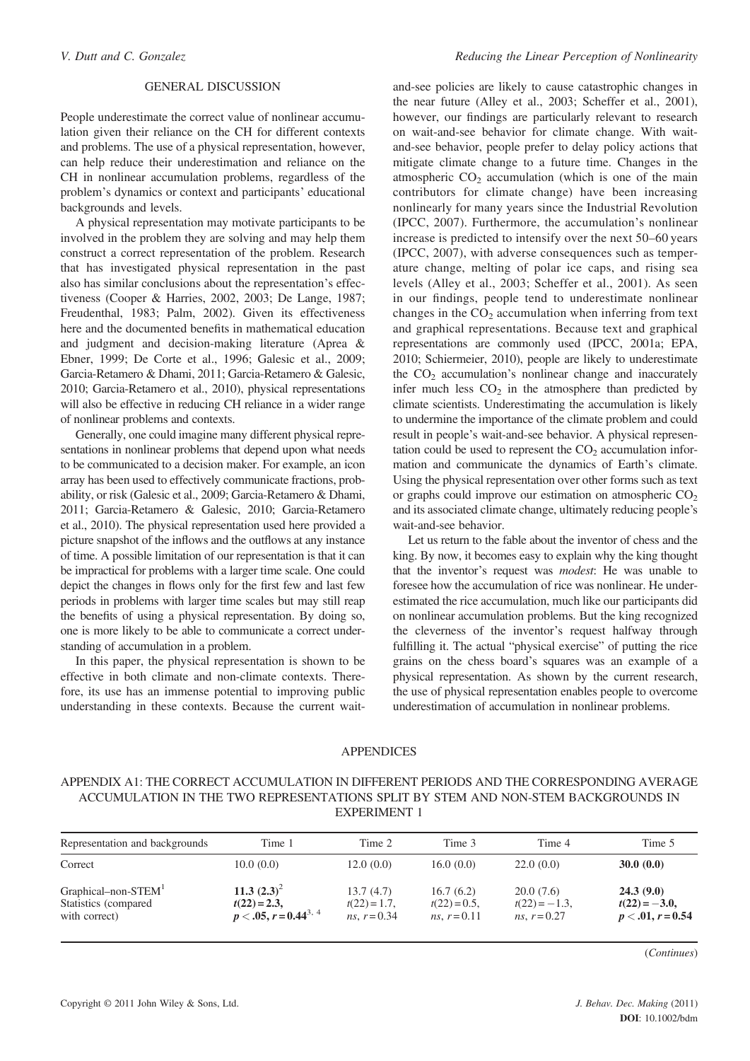## GENERAL DISCUSSION

People underestimate the correct value of nonlinear accumulation given their reliance on the CH for different contexts and problems. The use of a physical representation, however, can help reduce their underestimation and reliance on the CH in nonlinear accumulation problems, regardless of the problem's dynamics or context and participants' educational backgrounds and levels.

A physical representation may motivate participants to be involved in the problem they are solving and may help them construct a correct representation of the problem. Research that has investigated physical representation in the past also has similar conclusions about the representation's effectiveness (Cooper & Harries, 2002, 2003; De Lange, 1987; Freudenthal, 1983; Palm, 2002). Given its effectiveness here and the documented benefits in mathematical education and judgment and decision-making literature (Aprea & Ebner, 1999; De Corte et al., 1996; Galesic et al., 2009; Garcia-Retamero & Dhami, 2011; Garcia-Retamero & Galesic, 2010; Garcia-Retamero et al., 2010), physical representations will also be effective in reducing CH reliance in a wider range of nonlinear problems and contexts.

Generally, one could imagine many different physical representations in nonlinear problems that depend upon what needs to be communicated to a decision maker. For example, an icon array has been used to effectively communicate fractions, probability, or risk (Galesic et al., 2009; Garcia-Retamero & Dhami, 2011; Garcia-Retamero & Galesic, 2010; Garcia-Retamero et al., 2010). The physical representation used here provided a picture snapshot of the inflows and the outflows at any instance of time. A possible limitation of our representation is that it can be impractical for problems with a larger time scale. One could depict the changes in flows only for the first few and last few periods in problems with larger time scales but may still reap the benefits of using a physical representation. By doing so, one is more likely to be able to communicate a correct understanding of accumulation in a problem.

In this paper, the physical representation is shown to be effective in both climate and non-climate contexts. Therefore, its use has an immense potential to improving public understanding in these contexts. Because the current wait-and-see policies are likely to cause catastrophic changes in the near future (Alley et al., 2003; Scheffer et al., 2001), however, our findings are particularly relevant to research on wait-and-see behavior for climate change. With wait-and-see behavior, people prefer to delay policy actions that mitigate climate change to a future time. Changes in the atmospheric $CO_2$ accumulation (which is one of the main contributors for climate change) have been increasing nonlinearly for many years since the Industrial Revolution (IPCC, 2007). Furthermore, the accumulation's nonlinear increase is predicted to intensify over the next 50–60 years (IPCC, 2007), with adverse consequences such as temperature change, melting of polar ice caps, and rising sea levels (Alley et al., 2003; Scheffer et al., 2001). As seen in our findings, people tend to underestimate nonlinear changes in the $CO_2$ accumulation when inferring from text and graphical representations. Because text and graphical representations are commonly used (IPCC, 2001a; EPA, 2010; Schiermeier, 2010), people are likely to underestimate the $CO_2$ accumulation's nonlinear change and inaccurately infer much less $CO_2$ in the atmosphere than predicted by climate scientists. Underestimating the accumulation is likely to undermine the importance of the climate problem and could result in people's wait-and-see behavior. A physical representation could be used to represent the $CO_2$ accumulation information and communicate the dynamics of Earth's climate. Using the physical representation over other forms such as text or graphs could improve our estimation on atmospheric $CO_2$ and its associated climate change, ultimately reducing people's wait-and-see behavior.

Let us return to the fable about the inventor of chess and the king. By now, it becomes easy to explain why the king thought that the inventor's request was *modest*: He was unable to foresee how the accumulation of rice was nonlinear. He underestimated the rice accumulation, much like our participants did on nonlinear accumulation problems. But the king recognized the cleverness of the inventor's request halfway through fulfilling it. The actual "physical exercise" of putting the rice grains on the chess board's squares was an example of a physical representation. As shown by the current research, the use of physical representation enables people to overcome underestimation of accumulation in nonlinear problems.

## APPENDICES

### APPENDIX A1: THE CORRECT ACCUMULATION IN DIFFERENT PERIODS AND THE CORRESPONDING AVERAGE ACCUMULATION IN THE TWO REPRESENTATIONS SPLIT BY STEM AND NON-STEM BACKGROUNDS IN EXPERIMENT 1

| Representation and backgrounds | Time 1 | Time 2 | Time 3 | Time 4 | Time 5 |
|---|---|---|---|---|---|
| Correct | 10.0 (0.0) | 12.0 (0.0) | 16.0 (0.0) | 22.0 (0.0) | **30.0 (0.0)** |
| Graphical–non-STEM[1] Statistics (compared with correct) | **11.3 (2.3)**[2] **$t(22) = 2.3$, $p < .05$, $r = 0.44$**[3, 4] | 13.7 (4.7) $t(22) = 1.7$, $ns$, $r = 0.34$ | 16.7 (6.2) $t(22) = 0.5$, $ns$, $r = 0.11$ | 20.0 (7.6) $t(22) = -1.3$, $ns$, $r = 0.27$ | **24.3 (9.0)** **$t(22) = -3.0$, $p < .01$, $r = 0.54$** |

(*Continues*)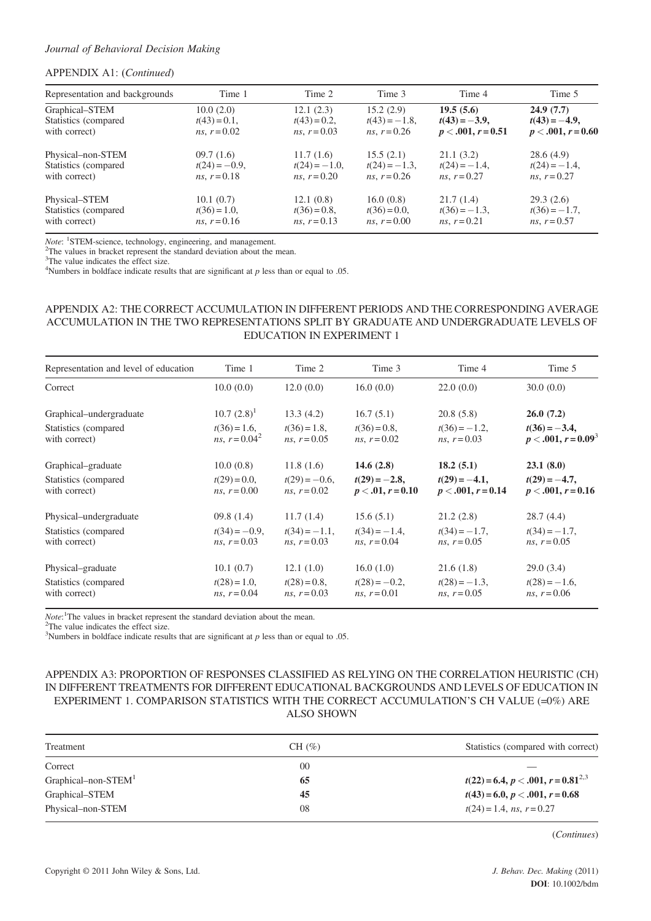APPENDIX A1: (*Continued*)

| Representation and backgrounds | Time 1 | Time 2 | Time 3 | Time 4 | Time 5 |
|---|---|---|---|---|---|
| Graphical–STEM | 10.0 (2.0) | 12.1 (2.3) | 15.2 (2.9) | **19.5 (5.6)** | **24.9 (7.7)** |
| Statistics (compared with correct) | $t(43) = 0.1$, *ns*, $r = 0.02$ | $t(43) = 0.2$, *ns*, $r = 0.03$ | $t(43) = -1.8$, *ns*, $r = 0.26$ | $\mathbf{t(43) = -3.9}$, $\mathbf{p < .001, r = 0.51}$ | $\mathbf{t(43) = -4.9}$, $\mathbf{p < .001, r = 0.60}$ |
| Physical–non-STEM | 09.7 (1.6) | 11.7 (1.6) | 15.5 (2.1) | 21.1 (3.2) | 28.6 (4.9) |
| Statistics (compared with correct) | $t(24) = -0.9$, *ns*, $r = 0.18$ | $t(24) = -1.0$, *ns*, $r = 0.20$ | $t(24) = -1.3$, *ns*, $r = 0.26$ | $t(24) = -1.4$, *ns*, $r = 0.27$ | $t(24) = -1.4$, *ns*, $r = 0.27$ |
| Physical–STEM | 10.1 (0.7) | 12.1 (0.8) | 16.0 (0.8) | 21.7 (1.4) | 29.3 (2.6) |
| Statistics (compared with correct) | $t(36) = 1.0$, *ns*, $r = 0.16$ | $t(36) = 0.8$, *ns*, $r = 0.13$ | $t(36) = 0.0$, *ns*, $r = 0.00$ | $t(36) = -1.3$, *ns*, $r = 0.21$ | $t(36) = -1.7$, *ns*, $r = 0.57$ |

*Note*: [1]STEM-science, technology, engineering, and management.
[2]The values in bracket represent the standard deviation about the mean.
[3]The value indicates the effect size.
[4]Numbers in boldface indicate results that are significant at $p$ less than or equal to .05.

## APPENDIX A2: THE CORRECT ACCUMULATION IN DIFFERENT PERIODS AND THE CORRESPONDING AVERAGE ACCUMULATION IN THE TWO REPRESENTATIONS SPLIT BY GRADUATE AND UNDERGRADUATE LEVELS OF EDUCATION IN EXPERIMENT 1

| Representation and level of education | Time 1 | Time 2 | Time 3 | Time 4 | Time 5 |
|---|---|---|---|---|---|
| Correct | 10.0 (0.0) | 12.0 (0.0) | 16.0 (0.0) | 22.0 (0.0) | 30.0 (0.0) |
| Graphical–undergraduate | 10.7 (2.8)[1] | 13.3 (4.2) | 16.7 (5.1) | 20.8 (5.8) | **26.0 (7.2)** |
| Statistics (compared with correct) | $t(36) = 1.6$, *ns*, $r = 0.04$[2] | $t(36) = 1.8$, *ns*, $r = 0.05$ | $t(36) = 0.8$, *ns*, $r = 0.02$ | $t(36) = -1.2$, *ns*, $r = 0.03$ | $\mathbf{t(36) = -3.4}$, $\mathbf{p < .001, r = 0.09}$[3] |
| Graphical–graduate | 10.0 (0.8) | 11.8 (1.6) | **14.6 (2.8)** | **18.2 (5.1)** | **23.1 (8.0)** |
| Statistics (compared with correct) | $t(29) = 0.0$, *ns*, $r = 0.00$ | $t(29) = -0.6$, *ns*, $r = 0.02$ | $\mathbf{t(29) = -2.8}$, $\mathbf{p < .01, r = 0.10}$ | $\mathbf{t(29) = -4.1}$, $\mathbf{p < .001, r = 0.14}$ | $\mathbf{t(29) = -4.7}$, $\mathbf{p < .001, r = 0.16}$ |
| Physical–undergraduate | 09.8 (1.4) | 11.7 (1.4) | 15.6 (5.1) | 21.2 (2.8) | 28.7 (4.4) |
| Statistics (compared with correct) | $t(34) = -0.9$, *ns*, $r = 0.03$ | $t(34) = -1.1$, *ns*, $r = 0.03$ | $t(34) = -1.4$, *ns*, $r = 0.04$ | $t(34) = -1.7$, *ns*, $r = 0.05$ | $t(34) = -1.7$, *ns*, $r = 0.05$ |
| Physical–graduate | 10.1 (0.7) | 12.1 (1.0) | 16.0 (1.0) | 21.6 (1.8) | 29.0 (3.4) |
| Statistics (compared with correct) | $t(28) = 1.0$, *ns*, $r = 0.04$ | $t(28) = 0.8$, *ns*, $r = 0.03$ | $t(28) = -0.2$, *ns*, $r = 0.01$ | $t(28) = -1.3$, *ns*, $r = 0.05$ | $t(28) = -1.6$, *ns*, $r = 0.06$ |

*Note*: [1]The values in bracket represent the standard deviation about the mean.
[2]The value indicates the effect size.
[3]Numbers in boldface indicate results that are significant at $p$ less than or equal to .05.

## APPENDIX A3: PROPORTION OF RESPONSES CLASSIFIED AS RELYING ON THE CORRELATION HEURISTIC (CH) IN DIFFERENT TREATMENTS FOR DIFFERENT EDUCATIONAL BACKGROUNDS AND LEVELS OF EDUCATION IN EXPERIMENT 1. COMPARISON STATISTICS WITH THE CORRECT ACCUMULATION'S CH VALUE (=0%) ARE ALSO SHOWN

| Treatment | CH (%) | Statistics (compared with correct) |
|---|---|---|
| Correct | 00 | — |
| Graphical–non-STEM[1] | **65** | $\mathbf{t(22) = 6.4, p < .001, r = 0.81}$[2,3] |
| Graphical–STEM | **45** | $\mathbf{t(43) = 6.0, p < .001, r = 0.68}$ |
| Physical–non-STEM | 08 | $t(24) = 1.4$, *ns*, $r = 0.27$ |

(*Continues*)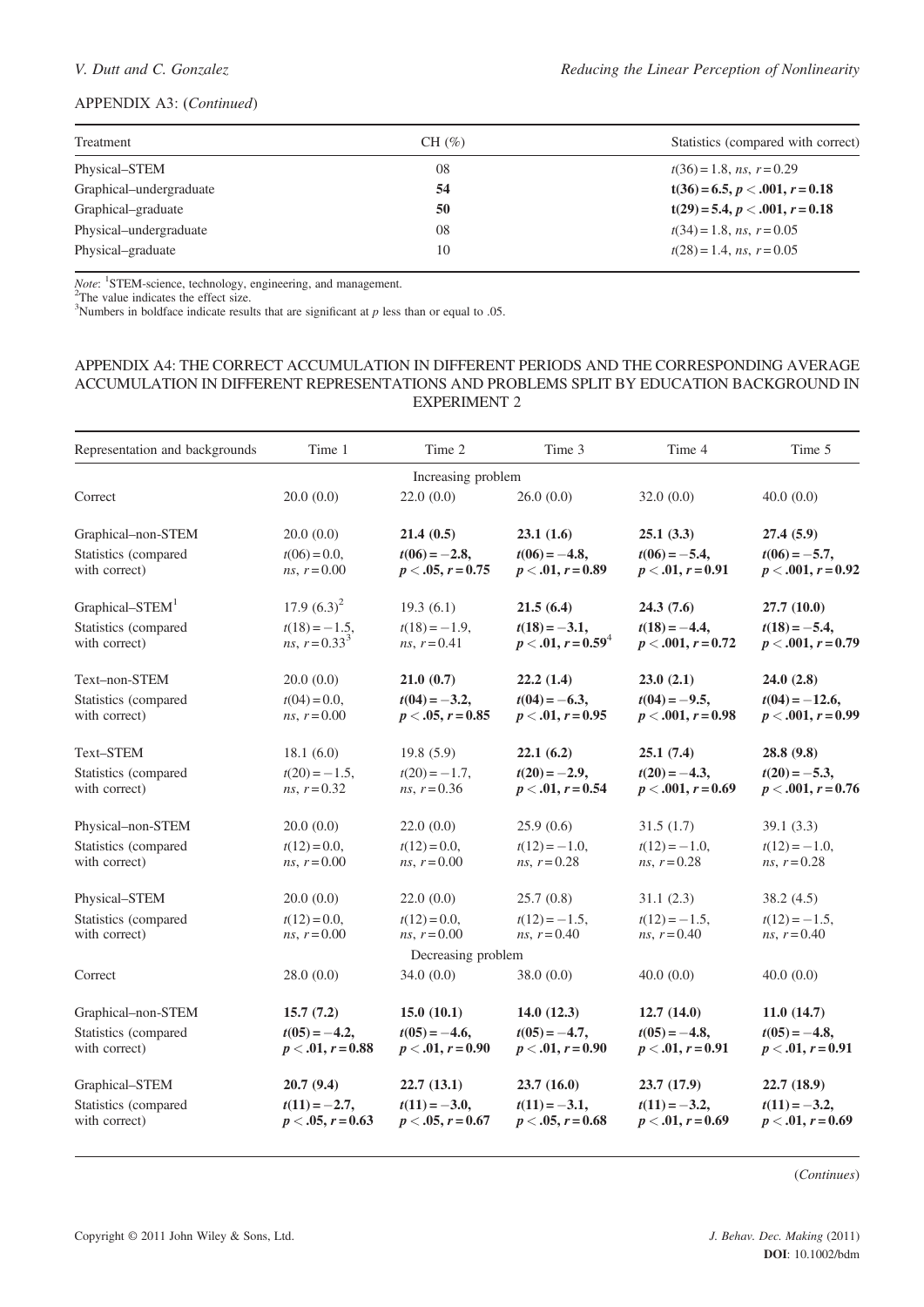APPENDIX A3: (*Continued*)

| Treatment | CH (%) | Statistics (compared with correct) |
|---|---|---|
| Physical–STEM | 08 | $t(36) = 1.8$, *ns*, $r = 0.29$ |
| Graphical–undergraduate | **54** | $\mathbf{t(36) = 6.5, p < .001, r = 0.18}$ |
| Graphical–graduate | **50** | $\mathbf{t(29) = 5.4, p < .001, r = 0.18}$ |
| Physical–undergraduate | 08 | $t(34) = 1.8$, *ns*, $r = 0.05$ |
| Physical–graduate | 10 | $t(28) = 1.4$, *ns*, $r = 0.05$ |

*Note*: [1]STEM-science, technology, engineering, and management.
[2]The value indicates the effect size.
[3]Numbers in boldface indicate results that are significant at *p* less than or equal to .05.

## APPENDIX A4: THE CORRECT ACCUMULATION IN DIFFERENT PERIODS AND THE CORRESPONDING AVERAGE ACCUMULATION IN DIFFERENT REPRESENTATIONS AND PROBLEMS SPLIT BY EDUCATION BACKGROUND IN EXPERIMENT 2

| Representation and backgrounds | Time 1 | Time 2 | Time 3 | Time 4 | Time 5 |
|---|---|---|---|---|---|
| | | Increasing problem | | | |
| Correct | 20.0 (0.0) | 22.0 (0.0) | 26.0 (0.0) | 32.0 (0.0) | 40.0 (0.0) |
| Graphical–non-STEM | 20.0 (0.0) | **21.4 (0.5)** | **23.1 (1.6)** | **25.1 (3.3)** | **27.4 (5.9)** |
| Statistics (compared with correct) | $t(06) = 0.0$, *ns*, $r = 0.00$ | $\mathbf{t(06) = -2.8, p < .05, r = 0.75}$ | $\mathbf{t(06) = -4.8, p < .01, r = 0.89}$ | $\mathbf{t(06) = -5.4, p < .01, r = 0.91}$ | $\mathbf{t(06) = -5.7, p < .001, r = 0.92}$ |
| Graphical–STEM[1] | 17.9 (6.3)[2] | 19.3 (6.1) | **21.5 (6.4)** | **24.3 (7.6)** | **27.7 (10.0)** |
| Statistics (compared with correct) | $t(18) = -1.5$, *ns*, $r = 0.33$[3] | $t(18) = -1.9$, *ns*, $r = 0.41$ | $\mathbf{t(18) = -3.1, p < .01, r = 0.59}$[4] | $\mathbf{t(18) = -4.4, p < .001, r = 0.72}$ | $\mathbf{t(18) = -5.4, p < .001, r = 0.79}$ |
| Text–non-STEM | 20.0 (0.0) | **21.0 (0.7)** | **22.2 (1.4)** | **23.0 (2.1)** | **24.0 (2.8)** |
| Statistics (compared with correct) | $t(04) = 0.0$, *ns*, $r = 0.00$ | $\mathbf{t(04) = -3.2, p < .05, r = 0.85}$ | $\mathbf{t(04) = -6.3, p < .01, r = 0.95}$ | $\mathbf{t(04) = -9.5, p < .001, r = 0.98}$ | $\mathbf{t(04) = -12.6, p < .001, r = 0.99}$ |
| Text–STEM | 18.1 (6.0) | 19.8 (5.9) | **22.1 (6.2)** | **25.1 (7.4)** | **28.8 (9.8)** |
| Statistics (compared with correct) | $t(20) = -1.5$, *ns*, $r = 0.32$ | $t(20) = -1.7$, *ns*, $r = 0.36$ | $\mathbf{t(20) = -2.9, p < .01, r = 0.54}$ | $\mathbf{t(20) = -4.3, p < .001, r = 0.69}$ | $\mathbf{t(20) = -5.3, p < .001, r = 0.76}$ |
| Physical–non-STEM | 20.0 (0.0) | 22.0 (0.0) | 25.9 (0.6) | 31.5 (1.7) | 39.1 (3.3) |
| Statistics (compared with correct) | $t(12) = 0.0$, *ns*, $r = 0.00$ | $t(12) = 0.0$, *ns*, $r = 0.00$ | $t(12) = -1.0$, *ns*, $r = 0.28$ | $t(12) = -1.0$, *ns*, $r = 0.28$ | $t(12) = -1.0$, *ns*, $r = 0.28$ |
| Physical–STEM | 20.0 (0.0) | 22.0 (0.0) | 25.7 (0.8) | 31.1 (2.3) | 38.2 (4.5) |
| Statistics (compared with correct) | $t(12) = 0.0$, *ns*, $r = 0.00$ | $t(12) = 0.0$, *ns*, $r = 0.00$ | $t(12) = -1.5$, *ns*, $r = 0.40$ | $t(12) = -1.5$, *ns*, $r = 0.40$ | $t(12) = -1.5$, *ns*, $r = 0.40$ |
| | | Decreasing problem | | | |
| Correct | 28.0 (0.0) | 34.0 (0.0) | 38.0 (0.0) | 40.0 (0.0) | 40.0 (0.0) |
| Graphical–non-STEM | **15.7 (7.2)** | **15.0 (10.1)** | **14.0 (12.3)** | **12.7 (14.0)** | **11.0 (14.7)** |
| Statistics (compared with correct) | $\mathbf{t(05) = -4.2, p < .01, r = 0.88}$ | $\mathbf{t(05) = -4.6, p < .01, r = 0.90}$ | $\mathbf{t(05) = -4.7, p < .01, r = 0.90}$ | $\mathbf{t(05) = -4.8, p < .01, r = 0.91}$ | $\mathbf{t(05) = -4.8, p < .01, r = 0.91}$ |
| Graphical–STEM | **20.7 (9.4)** | **22.7 (13.1)** | **23.7 (16.0)** | **23.7 (17.9)** | **22.7 (18.9)** |
| Statistics (compared with correct) | $\mathbf{t(11) = -2.7, p < .05, r = 0.63}$ | $\mathbf{t(11) = -3.0, p < .05, r = 0.67}$ | $\mathbf{t(11) = -3.1, p < .05, r = 0.68}$ | $\mathbf{t(11) = -3.2, p < .01, r = 0.69}$ | $\mathbf{t(11) = -3.2, p < .01, r = 0.69}$ |

(*Continues*)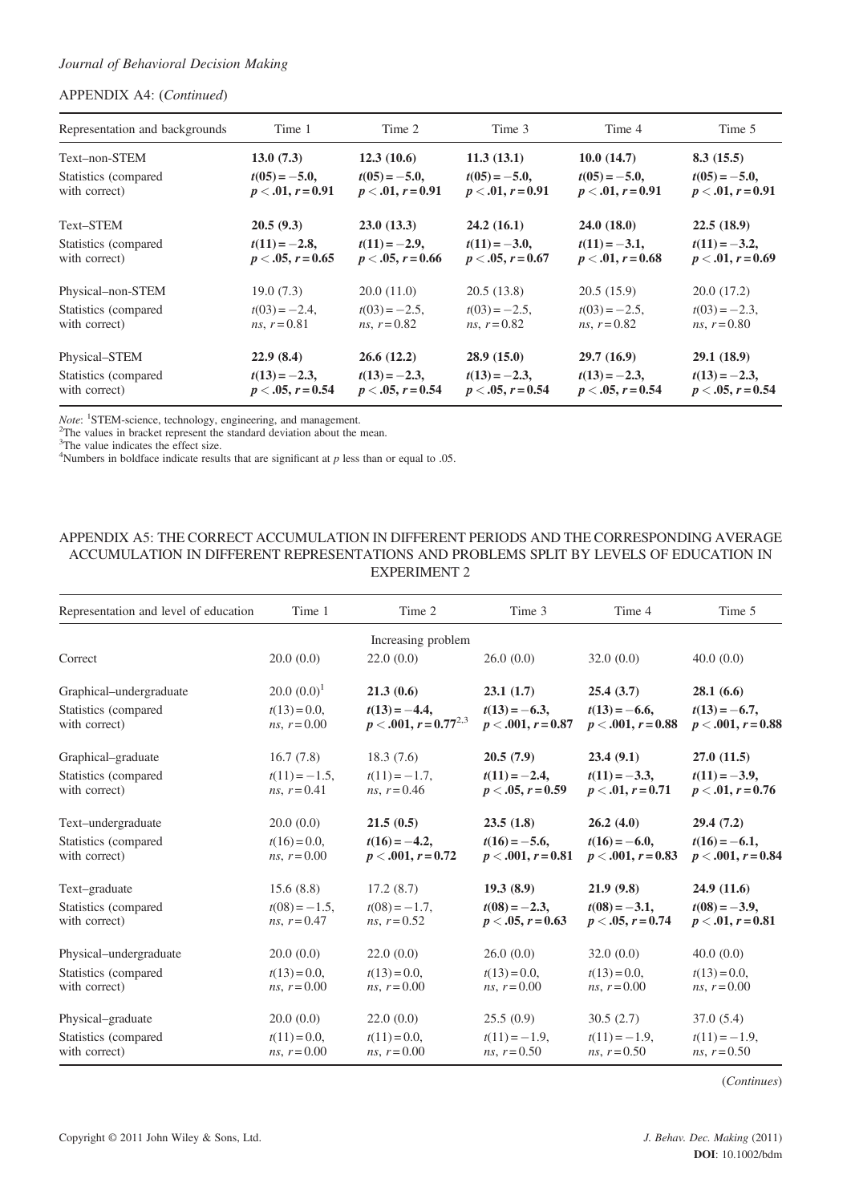APPENDIX A4: (*Continued*)

| Representation and backgrounds | Time 1 | Time 2 | Time 3 | Time 4 | Time 5 |
|---|---|---|---|---|---|
| Text–non-STEM | **13.0 (7.3)** | **12.3 (10.6)** | **11.3 (13.1)** | **10.0 (14.7)** | **8.3 (15.5)** |
| Statistics (compared with correct) | **$t(05) = -5.0$, $p < .01$, $r = 0.91$** | **$t(05) = -5.0$, $p < .01$, $r = 0.91$** | **$t(05) = -5.0$, $p < .01$, $r = 0.91$** | **$t(05) = -5.0$, $p < .01$, $r = 0.91$** | **$t(05) = -5.0$, $p < .01$, $r = 0.91$** |
| Text–STEM | **20.5 (9.3)** | **23.0 (13.3)** | **24.2 (16.1)** | **24.0 (18.0)** | **22.5 (18.9)** |
| Statistics (compared with correct) | **$t(11) = -2.8$, $p < .05$, $r = 0.65$** | **$t(11) = -2.9$, $p < .05$, $r = 0.66$** | **$t(11) = -3.0$, $p < .05$, $r = 0.67$** | **$t(11) = -3.1$, $p < .01$, $r = 0.68$** | **$t(11) = -3.2$, $p < .01$, $r = 0.69$** |
| Physical–non-STEM | 19.0 (7.3) | 20.0 (11.0) | 20.5 (13.8) | 20.5 (15.9) | 20.0 (17.2) |
| Statistics (compared with correct) | $t(03) = -2.4$, *ns*, $r = 0.81$ | $t(03) = -2.5$, *ns*, $r = 0.82$ | $t(03) = -2.5$, *ns*, $r = 0.82$ | $t(03) = -2.5$, *ns*, $r = 0.82$ | $t(03) = -2.3$, *ns*, $r = 0.80$ |
| Physical–STEM | **22.9 (8.4)** | **26.6 (12.2)** | **28.9 (15.0)** | **29.7 (16.9)** | **29.1 (18.9)** |
| Statistics (compared with correct) | **$t(13) = -2.3$, $p < .05$, $r = 0.54$** | **$t(13) = -2.3$, $p < .05$, $r = 0.54$** | **$t(13) = -2.3$, $p < .05$, $r = 0.54$** | **$t(13) = -2.3$, $p < .05$, $r = 0.54$** | **$t(13) = -2.3$, $p < .05$, $r = 0.54$** |

*Note*: [1]STEM-science, technology, engineering, and management.
[2]The values in bracket represent the standard deviation about the mean.
[3]The value indicates the effect size.
[4]Numbers in boldface indicate results that are significant at $p$ less than or equal to .05.

## APPENDIX A5: THE CORRECT ACCUMULATION IN DIFFERENT PERIODS AND THE CORRESPONDING AVERAGE ACCUMULATION IN DIFFERENT REPRESENTATIONS AND PROBLEMS SPLIT BY LEVELS OF EDUCATION IN EXPERIMENT 2

| Representation and level of education | Time 1 | Time 2 | Time 3 | Time 4 | Time 5 |
|---|---|---|---|---|---|
| | | Increasing problem | | | |
| Correct | 20.0 (0.0) | 22.0 (0.0) | 26.0 (0.0) | 32.0 (0.0) | 40.0 (0.0) |
| Graphical–undergraduate | 20.0 (0.0)[1] | **21.3 (0.6)** | **23.1 (1.7)** | **25.4 (3.7)** | **28.1 (6.6)** |
| Statistics (compared with correct) | $t(13) = 0.0$, *ns*, $r = 0.00$ | **$t(13) = -4.4$, $p < .001$, $r = 0.77$**[2,3] | **$t(13) = -6.3$, $p < .001$, $r = 0.87$** | **$t(13) = -6.6$, $p < .001$, $r = 0.88$** | **$t(13) = -6.7$, $p < .001$, $r = 0.88$** |
| Graphical–graduate | 16.7 (7.8) | 18.3 (7.6) | **20.5 (7.9)** | **23.4 (9.1)** | **27.0 (11.5)** |
| Statistics (compared with correct) | $t(11) = -1.5$, *ns*, $r = 0.41$ | $t(11) = -1.7$, *ns*, $r = 0.46$ | **$t(11) = -2.4$, $p < .05$, $r = 0.59$** | **$t(11) = -3.3$, $p < .01$, $r = 0.71$** | **$t(11) = -3.9$, $p < .01$, $r = 0.76$** |
| Text–undergraduate | 20.0 (0.0) | **21.5 (0.5)** | **23.5 (1.8)** | **26.2 (4.0)** | **29.4 (7.2)** |
| Statistics (compared with correct) | $t(16) = 0.0$, *ns*, $r = 0.00$ | **$t(16) = -4.2$, $p < .001$, $r = 0.72$** | **$t(16) = -5.6$, $p < .001$, $r = 0.81$** | **$t(16) = -6.0$, $p < .001$, $r = 0.83$** | **$t(16) = -6.1$, $p < .001$, $r = 0.84$** |
| Text–graduate | 15.6 (8.8) | 17.2 (8.7) | **19.3 (8.9)** | **21.9 (9.8)** | **24.9 (11.6)** |
| Statistics (compared with correct) | $t(08) = -1.5$, *ns*, $r = 0.47$ | $t(08) = -1.7$, *ns*, $r = 0.52$ | **$t(08) = -2.3$, $p < .05$, $r = 0.63$** | **$t(08) = -3.1$, $p < .05$, $r = 0.74$** | **$t(08) = -3.9$, $p < .01$, $r = 0.81$** |
| Physical–undergraduate | 20.0 (0.0) | 22.0 (0.0) | 26.0 (0.0) | 32.0 (0.0) | 40.0 (0.0) |
| Statistics (compared with correct) | $t(13) = 0.0$, *ns*, $r = 0.00$ | $t(13) = 0.0$, *ns*, $r = 0.00$ | $t(13) = 0.0$, *ns*, $r = 0.00$ | $t(13) = 0.0$, *ns*, $r = 0.00$ | $t(13) = 0.0$, *ns*, $r = 0.00$ |
| Physical–graduate | 20.0 (0.0) | 22.0 (0.0) | 25.5 (0.9) | 30.5 (2.7) | 37.0 (5.4) |
| Statistics (compared with correct) | $t(11) = 0.0$, *ns*, $r = 0.00$ | $t(11) = 0.0$, *ns*, $r = 0.00$ | $t(11) = -1.9$, *ns*, $r = 0.50$ | $t(11) = -1.9$, *ns*, $r = 0.50$ | $t(11) = -1.9$, *ns*, $r = 0.50$ |

(*Continues*)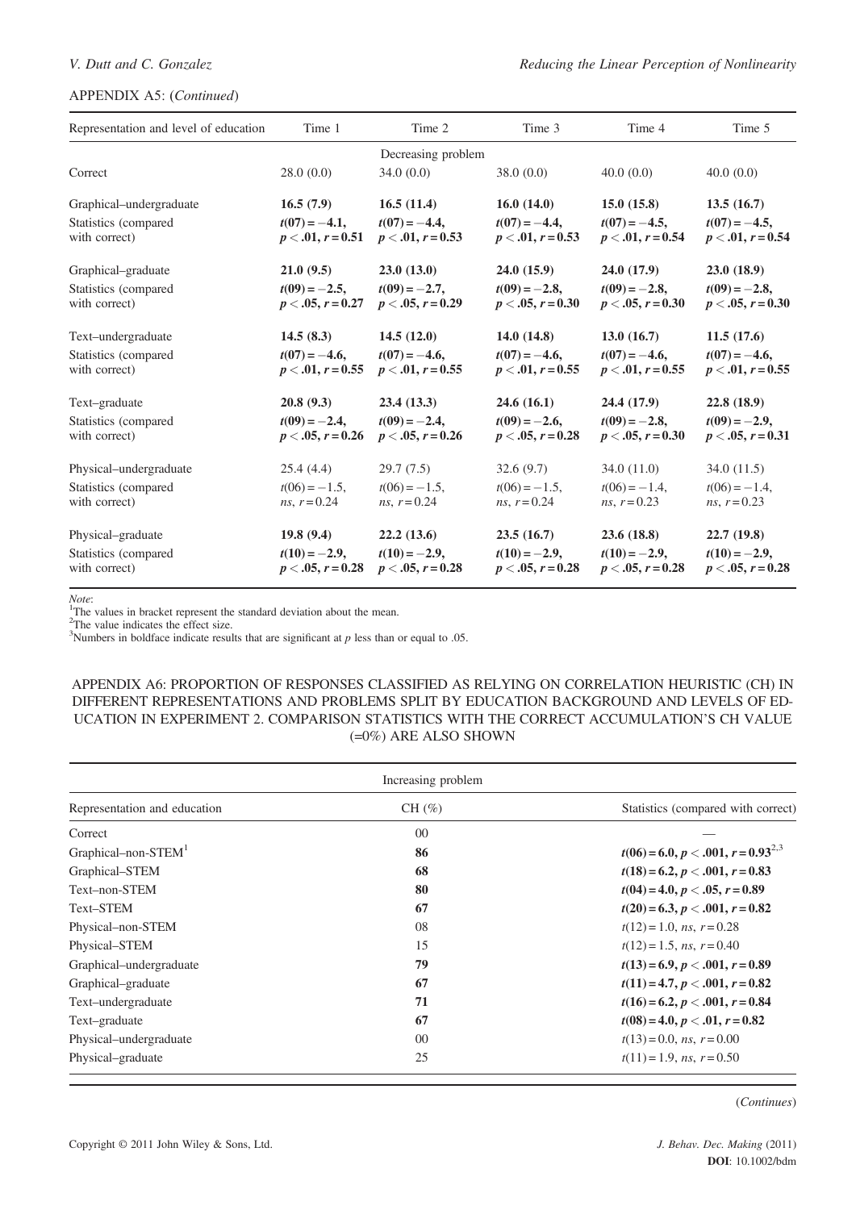APPENDIX A5: (*Continued*)

| Representation and level of education | Time 1 | Time 2 | Time 3 | Time 4 | Time 5 |
|---|---|---|---|---|---|
| | | Decreasing problem | | | |
| Correct | 28.0 (0.0) | 34.0 (0.0) | 38.0 (0.0) | 40.0 (0.0) | 40.0 (0.0) |
| Graphical–undergraduate | **16.5 (7.9)** | **16.5 (11.4)** | **16.0 (14.0)** | **15.0 (15.8)** | **13.5 (16.7)** |
| Statistics (compared with correct) | **$t(07) = -4.1$, $p < .01$, $r = 0.51$** | **$t(07) = -4.4$, $p < .01$, $r = 0.53$** | **$t(07) = -4.4$, $p < .01$, $r = 0.53$** | **$t(07) = -4.5$, $p < .01$, $r = 0.54$** | **$t(07) = -4.5$, $p < .01$, $r = 0.54$** |
| Graphical–graduate | **21.0 (9.5)** | **23.0 (13.0)** | **24.0 (15.9)** | **24.0 (17.9)** | **23.0 (18.9)** |
| Statistics (compared with correct) | **$t(09) = -2.5$, $p < .05$, $r = 0.27$** | **$t(09) = -2.7$, $p < .05$, $r = 0.29$** | **$t(09) = -2.8$, $p < .05$, $r = 0.30$** | **$t(09) = -2.8$, $p < .05$, $r = 0.30$** | **$t(09) = -2.8$, $p < .05$, $r = 0.30$** |
| Text–undergraduate | **14.5 (8.3)** | **14.5 (12.0)** | **14.0 (14.8)** | **13.0 (16.7)** | **11.5 (17.6)** |
| Statistics (compared with correct) | **$t(07) = -4.6$, $p < .01$, $r = 0.55$** | **$t(07) = -4.6$, $p < .01$, $r = 0.55$** | **$t(07) = -4.6$, $p < .01$, $r = 0.55$** | **$t(07) = -4.6$, $p < .01$, $r = 0.55$** | **$t(07) = -4.6$, $p < .01$, $r = 0.55$** |
| Text–graduate | **20.8 (9.3)** | **23.4 (13.3)** | **24.6 (16.1)** | **24.4 (17.9)** | **22.8 (18.9)** |
| Statistics (compared with correct) | **$t(09) = -2.4$, $p < .05$, $r = 0.26$** | **$t(09) = -2.4$, $p < .05$, $r = 0.26$** | **$t(09) = -2.6$, $p < .05$, $r = 0.28$** | **$t(09) = -2.8$, $p < .05$, $r = 0.30$** | **$t(09) = -2.9$, $p < .05$, $r = 0.31$** |
| Physical–undergraduate | 25.4 (4.4) | 29.7 (7.5) | 32.6 (9.7) | 34.0 (11.0) | 34.0 (11.5) |
| Statistics (compared with correct) | $t(06) = -1.5$, *ns*, $r = 0.24$ | $t(06) = -1.5$, *ns*, $r = 0.24$ | $t(06) = -1.5$, *ns*, $r = 0.24$ | $t(06) = -1.4$, *ns*, $r = 0.23$ | $t(06) = -1.4$, *ns*, $r = 0.23$ |
| Physical–graduate | **19.8 (9.4)** | **22.2 (13.6)** | **23.5 (16.7)** | **23.6 (18.8)** | **22.7 (19.8)** |
| Statistics (compared with correct) | **$t(10) = -2.9$, $p < .05$, $r = 0.28$** | **$t(10) = -2.9$, $p < .05$, $r = 0.28$** | **$t(10) = -2.9$, $p < .05$, $r = 0.28$** | **$t(10) = -2.9$, $p < .05$, $r = 0.28$** | **$t(10) = -2.9$, $p < .05$, $r = 0.28$** |

*Note*:
[1]The values in bracket represent the standard deviation about the mean.
[2]The value indicates the effect size.
[3]Numbers in boldface indicate results that are significant at $p$ less than or equal to .05.

## APPENDIX A6: PROPORTION OF RESPONSES CLASSIFIED AS RELYING ON CORRELATION HEURISTIC (CH) IN DIFFERENT REPRESENTATIONS AND PROBLEMS SPLIT BY EDUCATION BACKGROUND AND LEVELS OF EDUCATION IN EXPERIMENT 2. COMPARISON STATISTICS WITH THE CORRECT ACCUMULATION'S CH VALUE (=0%) ARE ALSO SHOWN

| | Increasing problem | |
|---|---|---|
| Representation and education | CH (%) | Statistics (compared with correct) |
| Correct | 00 | — |
| Graphical–non-STEM[1] | **86** | **$t(06) = 6.0$, $p < .001$, $r = 0.93$**[2,3] |
| Graphical–STEM | **68** | **$t(18) = 6.2$, $p < .001$, $r = 0.83$** |
| Text–non-STEM | **80** | **$t(04) = 4.0$, $p < .05$, $r = 0.89$** |
| Text–STEM | **67** | **$t(20) = 6.3$, $p < .001$, $r = 0.82$** |
| Physical–non-STEM | 08 | $t(12) = 1.0$, *ns*, $r = 0.28$ |
| Physical–STEM | 15 | $t(12) = 1.5$, *ns*, $r = 0.40$ |
| Graphical–undergraduate | **79** | **$t(13) = 6.9$, $p < .001$, $r = 0.89$** |
| Graphical–graduate | **67** | **$t(11) = 4.7$, $p < .001$, $r = 0.82$** |
| Text–undergraduate | **71** | **$t(16) = 6.2$, $p < .001$, $r = 0.84$** |
| Text–graduate | **67** | **$t(08) = 4.0$, $p < .01$, $r = 0.82$** |
| Physical–undergraduate | 00 | $t(13) = 0.0$, *ns*, $r = 0.00$ |
| Physical–graduate | 25 | $t(11) = 1.9$, *ns*, $r = 0.50$ |

(*Continues*)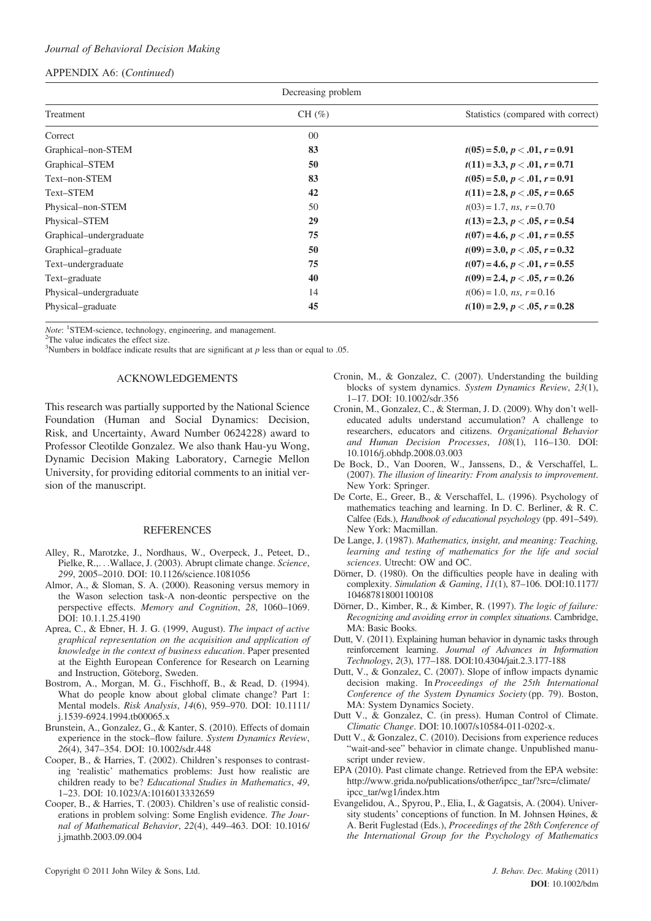APPENDIX A6: (*Continued*)

| Treatment | Decreasing problem | |
|---|---|---|
| | CH (%) | Statistics (compared with correct) |
| Correct | 00 | |
| Graphical–non-STEM | **83** | $t(05) = 5.0, p < .01, r = 0.91$ |
| Graphical–STEM | **50** | $t(11) = 3.3, p < .01, r = 0.71$ |
| Text–non-STEM | **83** | $t(05) = 5.0, p < .01, r = 0.91$ |
| Text–STEM | **42** | $t(11) = 2.8, p < .05, r = 0.65$ |
| Physical–non-STEM | 50 | $t(03) = 1.7$, *ns*, $r = 0.70$ |
| Physical–STEM | **29** | $t(13) = 2.3, p < .05, r = 0.54$ |
| Graphical–undergraduate | **75** | $t(07) = 4.6, p < .01, r = 0.55$ |
| Graphical–graduate | **50** | $t(09) = 3.0, p < .05, r = 0.32$ |
| Text–undergraduate | **75** | $t(07) = 4.6, p < .01, r = 0.55$ |
| Text–graduate | **40** | $t(09) = 2.4, p < .05, r = 0.26$ |
| Physical–undergraduate | 14 | $t(06) = 1.0$, *ns*, $r = 0.16$ |
| Physical–graduate | **45** | $t(10) = 2.9, p < .05, r = 0.28$ |

*Note*: [1]STEM-science, technology, engineering, and management.
[2]The value indicates the effect size.
[3]Numbers in boldface indicate results that are significant at $p$ less than or equal to .05.

## ACKNOWLEDGEMENTS

This research was partially supported by the National Science Foundation (Human and Social Dynamics: Decision, Risk, and Uncertainty, Award Number 0624228) award to Professor Cleotilde Gonzalez. We also thank Hau-yu Wong, Dynamic Decision Making Laboratory, Carnegie Mellon University, for providing editorial comments to an initial version of the manuscript.

## REFERENCES

Alley, R., Marotzke, J., Nordhaus, W., Overpeck, J., Peteet, D., Pielke, R.,. . .Wallace, J. (2003). Abrupt climate change. *Science*, *299*, 2005–2010. DOI: 10.1126/science.1081056

Almor, A., & Sloman, S. A. (2000). Reasoning versus memory in the Wason selection task-A non-deontic perspective on the perspective effects. *Memory and Cognition*, *28*, 1060–1069. DOI: 10.1.1.25.4190

Aprea, C., & Ebner, H. J. G. (1999, August). *The impact of active graphical representation on the acquisition and application of knowledge in the context of business education*. Paper presented at the Eighth European Conference for Research on Learning and Instruction, Göteborg, Sweden.

Bostrom, A., Morgan, M. G., Fischhoff, B., & Read, D. (1994). What do people know about global climate change? Part 1: Mental models. *Risk Analysis*, *14*(6), 959–970. DOI: 10.1111/j.1539-6924.1994.tb00065.x

Brunstein, A., Gonzalez, G., & Kanter, S. (2010). Effects of domain experience in the stock–flow failure. *System Dynamics Review*, *26*(4), 347–354. DOI: 10.1002/sdr.448

Cooper, B., & Harries, T. (2002). Children's responses to contrasting 'realistic' mathematics problems: Just how realistic are children ready to be? *Educational Studies in Mathematics*, *49*, 1–23. DOI: 10.1023/A:1016013332659

Cooper, B., & Harries, T. (2003). Children's use of realistic considerations in problem solving: Some English evidence. *The Journal of Mathematical Behavior*, *22*(4), 449–463. DOI: 10.1016/j.jmathb.2003.09.004

Cronin, M., & Gonzalez, C. (2007). Understanding the building blocks of system dynamics. *System Dynamics Review*, *23*(1), 1–17. DOI: 10.1002/sdr.356

Cronin, M., Gonzalez, C., & Sterman, J. D. (2009). Why don't well-educated adults understand accumulation? A challenge to researchers, educators and citizens. *Organizational Behavior and Human Decision Processes*, *108*(1), 116–130. DOI: 10.1016/j.obhdp.2008.03.003

De Bock, D., Van Dooren, W., Janssens, D., & Verschaffel, L. (2007). *The illusion of linearity: From analysis to improvement*. New York: Springer.

De Corte, E., Greer, B., & Verschaffel, L. (1996). Psychology of mathematics teaching and learning. In D. C. Berliner, & R. C. Calfee (Eds.), *Handbook of educational psychology* (pp. 491–549). New York: Macmillan.

De Lange, J. (1987). *Mathematics, insight, and meaning: Teaching, learning and testing of mathematics for the life and social sciences*. Utrecht: OW and OC.

Dörner, D. (1980). On the difficulties people have in dealing with complexity. *Simulation & Gaming*, *11*(1), 87–106. DOI:10.1177/104687818001100108

Dörner, D., Kimber, R., & Kimber, R. (1997). *The logic of failure: Recognizing and avoiding error in complex situations*. Cambridge, MA: Basic Books.

Dutt, V. (2011). Explaining human behavior in dynamic tasks through reinforcement learning. *Journal of Advances in Information Technology*, *2*(3), 177–188. DOI:10.4304/jait.2.3.177-188

Dutt, V., & Gonzalez, C. (2007). Slope of inflow impacts dynamic decision making. In *Proceedings of the 25th International Conference of the System Dynamics Society* (pp. 79). Boston, MA: System Dynamics Society.

Dutt V., & Gonzalez, C. (in press). Human Control of Climate. *Climatic Change*. DOI: 10.1007/s10584-011-0202-x.

Dutt V., & Gonzalez, C. (2010). Decisions from experience reduces "wait-and-see" behavior in climate change. Unpublished manuscript under review.

EPA (2010). Past climate change. Retrieved from the EPA website: http://www.grida.no/publications/other/ipcc_tar/?src=/climate/ipcc_tar/wg1/index.htm

Evangelidou, A., Spyrou, P., Elia, I., & Gagatsis, A. (2004). University students' conceptions of function. In M. Johnsen Høines, & A. Berit Fuglestad (Eds.), *Proceedings of the 28th Conference of the International Group for the Psychology of Mathematics*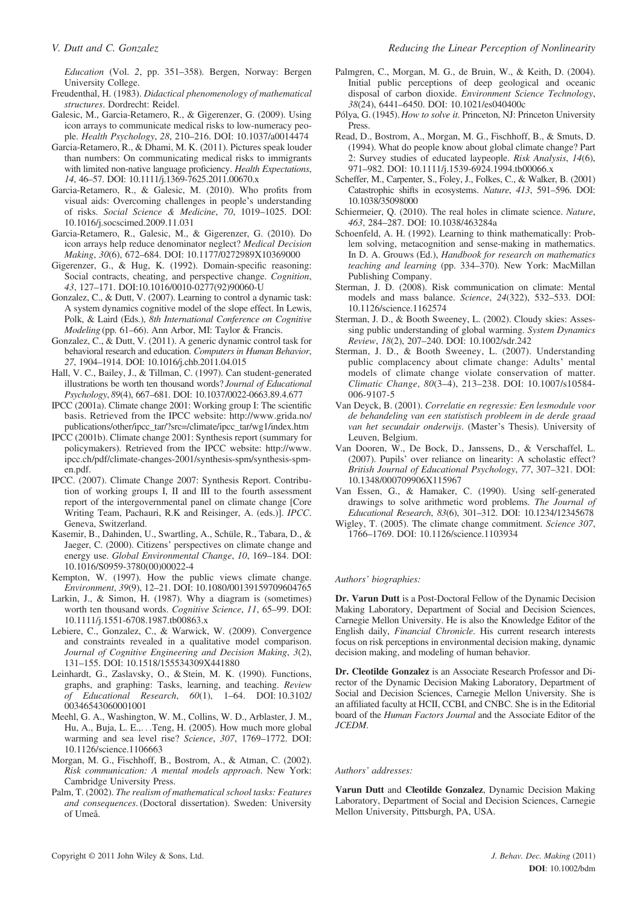*Education* (Vol. *2*, pp. 351–358). Bergen, Norway: Bergen University College.

Freudenthal, H. (1983). *Didactical phenomenology of mathematical structures*. Dordrecht: Reidel.

Galesic, M., Garcia-Retamero, R., & Gigerenzer, G. (2009). Using icon arrays to communicate medical risks to low-numeracy people. *Health Psychology*, *28*, 210–216. DOI: 10.1037/a0014474

Garcia-Retamero, R., & Dhami, M. K. (2011). Pictures speak louder than numbers: On communicating medical risks to immigrants with limited non-native language proficiency. *Health Expectations*, *14*, 46–57. DOI: 10.1111/j.1369-7625.2011.00670.x

Garcia-Retamero, R., & Galesic, M. (2010). Who profits from visual aids: Overcoming challenges in people's understanding of risks. *Social Science & Medicine*, *70*, 1019–1025. DOI: 10.1016/j.socscimed.2009.11.031

Garcia-Retamero, R., Galesic, M., & Gigerenzer, G. (2010). Do icon arrays help reduce denominator neglect? *Medical Decision Making*, *30*(6), 672–684. DOI: 10.1177/0272989X10369000

Gigerenzer, G., & Hug, K. (1992). Domain-specific reasoning: Social contracts, cheating, and perspective change. *Cognition*, *43*, 127–171. DOI:10.1016/0010-0277(92)90060-U

Gonzalez, C., & Dutt, V. (2007). Learning to control a dynamic task: A system dynamics cognitive model of the slope effect. In Lewis, Polk, & Laird (Eds.), *8th International Conference on Cognitive Modeling* (pp. 61–66). Ann Arbor, MI: Taylor & Francis.

Gonzalez, C., & Dutt, V. (2011). A generic dynamic control task for behavioral research and education. *Computers in Human Behavior*, *27*, 1904–1914. DOI: 10.1016/j.chb.2011.04.015

Hall, V. C., Bailey, J., & Tillman, C. (1997). Can student-generated illustrations be worth ten thousand words? *Journal of Educational Psychology*, *89*(4), 667–681. DOI: 10.1037/0022-0663.89.4.677

IPCC (2001a). Climate change 2001: Working group I: The scientific basis. Retrieved from the IPCC website: http://www.grida.no/publications/other/ipcc_tar/?src=/climate/ipcc_tar/wg1/index.htm

IPCC (2001b). Climate change 2001: Synthesis report (summary for policymakers). Retrieved from the IPCC website: http://www.ipcc.ch/pdf/climate-changes-2001/synthesis-spm/synthesis-spm-en.pdf.

IPCC. (2007). Climate Change 2007: Synthesis Report. Contribution of working groups I, II and III to the fourth assessment report of the intergovernmental panel on climate change [Core Writing Team, Pachauri, R.K and Reisinger, A. (eds.)]. *IPCC*. Geneva, Switzerland.

Kasemir, B., Dahinden, U., Swartling, A., Schüle, R., Tabara, D., & Jaeger, C. (2000). Citizens' perspectives on climate change and energy use. *Global Environmental Change*, *10*, 169–184. DOI: 10.1016/S0959-3780(00)00022-4

Kempton, W. (1997). How the public views climate change. *Environment*, *39*(9), 12–21. DOI: 10.1080/00139159709604765

Larkin, J., & Simon, H. (1987). Why a diagram is (sometimes) worth ten thousand words. *Cognitive Science*, *11*, 65–99. DOI: 10.1111/j.1551-6708.1987.tb00863.x

Lebiere, C., Gonzalez, C., & Warwick, W. (2009). Convergence and constraints revealed in a qualitative model comparison. *Journal of Cognitive Engineering and Decision Making*, *3*(2), 131–155. DOI: 10.1518/155534309X441880

Leinhardt, G., Zaslavsky, O., & Stein, M. K. (1990). Functions, graphs, and graphing: Tasks, learning, and teaching. *Review of Educational Research*, *60*(1), 1–64. DOI: 10.3102/00346543060001001

Meehl, G. A., Washington, W. M., Collins, W. D., Arblaster, J. M., Hu, A., Buja, L. E.,. . .Teng, H. (2005). How much more global warming and sea level rise? *Science*, *307*, 1769–1772. DOI: 10.1126/science.1106663

Morgan, M. G., Fischhoff, B., Bostrom, A., & Atman, C. (2002). *Risk communication: A mental models approach*. New York: Cambridge University Press.

Palm, T. (2002). *The realism of mathematical school tasks: Features and consequences*. (Doctoral dissertation). Sweden: University of Umeå.

Palmgren, C., Morgan, M. G., de Bruin, W., & Keith, D. (2004). Initial public perceptions of deep geological and oceanic disposal of carbon dioxide. *Environment Science Technology*, *38*(24), 6441–6450. DOI: 10.1021/es040400c

Pólya, G. (1945). *How to solve it*. Princeton, NJ: Princeton University Press.

Read, D., Bostrom, A., Morgan, M. G., Fischhoff, B., & Smuts, D. (1994). What do people know about global climate change? Part 2: Survey studies of educated laypeople. *Risk Analysis*, *14*(6), 971–982. DOI: 10.1111/j.1539-6924.1994.tb00066.x

Scheffer, M., Carpenter, S., Foley, J., Folkes, C., & Walker, B. (2001) Catastrophic shifts in ecosystems. *Nature*, *413*, 591–596. DOI: 10.1038/35098000

Schiermeier, Q. (2010). The real holes in climate science. *Nature*, *463*, 284–287. DOI: 10.1038/463284a

Schoenfeld, A. H. (1992). Learning to think mathematically: Problem solving, metacognition and sense-making in mathematics. In D. A. Grouws (Ed.), *Handbook for research on mathematics teaching and learning* (pp. 334–370). New York: MacMillan Publishing Company.

Sterman, J. D. (2008). Risk communication on climate: Mental models and mass balance. *Science*, *24*(322), 532–533. DOI: 10.1126/science.1162574

Sterman, J. D., & Booth Sweeney, L. (2002). Cloudy skies: Assessing public understanding of global warming. *System Dynamics Review*, *18*(2), 207–240. DOI: 10.1002/sdr.242

Sterman, J. D., & Booth Sweeney, L. (2007). Understanding public complacency about climate change: Adults' mental models of climate change violate conservation of matter. *Climatic Change*, *80*(3–4), 213–238. DOI: 10.1007/s10584-006-9107-5

Van Deyck, B. (2001). *Correlatie en regressie: Een lesmodule voor de behandeling van een statistisch probleem in de derde graad van het secundair onderwijs*. (Master's Thesis). University of Leuven, Belgium.

Van Dooren, W., De Bock, D., Janssens, D., & Verschaffel, L. (2007). Pupils' over reliance on linearity: A scholastic effect? *British Journal of Educational Psychology*, *77*, 307–321. DOI: 10.1348/000709906X115967

Van Essen, G., & Hamaker, C. (1990). Using self-generated drawings to solve arithmetic word problems. *The Journal of Educational Research*, *83*(6), 301–312. DOI: 10.1234/12345678

Wigley, T. (2005). The climate change commitment. *Science 307*, 1766–1769. DOI: 10.1126/science.1103934

*Authors' biographies:*

**Dr. Varun Dutt** is a Post-Doctoral Fellow of the Dynamic Decision Making Laboratory, Department of Social and Decision Sciences, Carnegie Mellon University. He is also the Knowledge Editor of the English daily, *Financial Chronicle*. His current research interests focus on risk perceptions in environmental decision making, dynamic decision making, and modeling of human behavior.

**Dr. Cleotilde Gonzalez** is an Associate Research Professor and Director of the Dynamic Decision Making Laboratory, Department of Social and Decision Sciences, Carnegie Mellon University. She is an affiliated faculty at HCII, CCBI, and CNBC. She is in the Editorial board of the *Human Factors Journal* and the Associate Editor of the *JCEDM*.

*Authors' addresses:*

**Varun Dutt** and **Cleotilde Gonzalez**, Dynamic Decision Making Laboratory, Department of Social and Decision Sciences, Carnegie Mellon University, Pittsburgh, PA, USA.